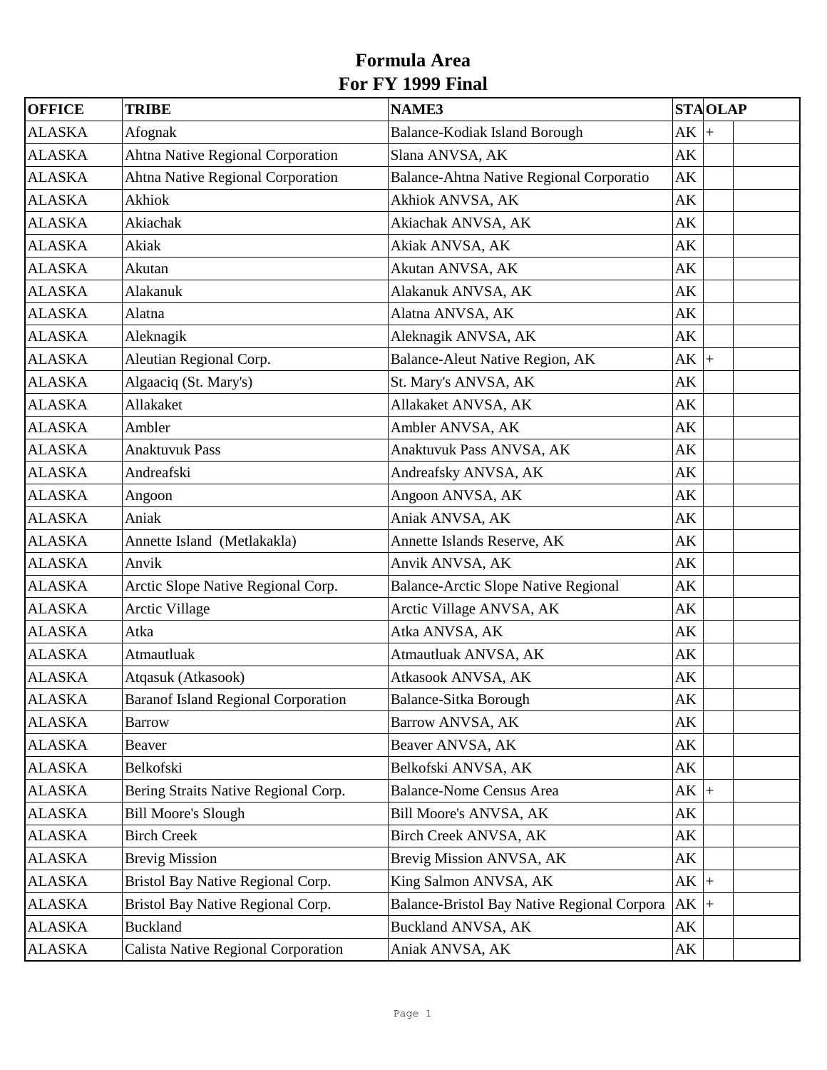# Formula Area
# For FY 1999 Final

| OFFICE | TRIBE | NAME3 | STA | OLAP | |
|---|---|---|---|---|---|
| ALASKA | Afognak | Balance-Kodiak Island Borough | AK | + | |
| ALASKA | Ahtna Native Regional Corporation | Slana ANVSA, AK | AK | | |
| ALASKA | Ahtna Native Regional Corporation | Balance-Ahtna Native Regional Corporatio | AK | | |
| ALASKA | Akhiok | Akhiok ANVSA, AK | AK | | |
| ALASKA | Akiachak | Akiachak ANVSA, AK | AK | | |
| ALASKA | Akiak | Akiak ANVSA, AK | AK | | |
| ALASKA | Akutan | Akutan ANVSA, AK | AK | | |
| ALASKA | Alakanuk | Alakanuk ANVSA, AK | AK | | |
| ALASKA | Alatna | Alatna ANVSA, AK | AK | | |
| ALASKA | Aleknagik | Aleknagik ANVSA, AK | AK | | |
| ALASKA | Aleutian Regional Corp. | Balance-Aleut Native Region, AK | AK | + | |
| ALASKA | Algaaciq (St. Mary's) | St. Mary's ANVSA, AK | AK | | |
| ALASKA | Allakaket | Allakaket ANVSA, AK | AK | | |
| ALASKA | Ambler | Ambler ANVSA, AK | AK | | |
| ALASKA | Anaktuvuk Pass | Anaktuvuk Pass ANVSA, AK | AK | | |
| ALASKA | Andreafski | Andreafsky ANVSA, AK | AK | | |
| ALASKA | Angoon | Angoon ANVSA, AK | AK | | |
| ALASKA | Aniak | Aniak ANVSA, AK | AK | | |
| ALASKA | Annette Island (Metlakakla) | Annette Islands Reserve, AK | AK | | |
| ALASKA | Anvik | Anvik ANVSA, AK | AK | | |
| ALASKA | Arctic Slope Native Regional Corp. | Balance-Arctic Slope Native Regional | AK | | |
| ALASKA | Arctic Village | Arctic Village ANVSA, AK | AK | | |
| ALASKA | Atka | Atka ANVSA, AK | AK | | |
| ALASKA | Atmautluak | Atmautluak ANVSA, AK | AK | | |
| ALASKA | Atqasuk (Atkasook) | Atkasook ANVSA, AK | AK | | |
| ALASKA | Baranof Island Regional Corporation | Balance-Sitka Borough | AK | | |
| ALASKA | Barrow | Barrow ANVSA, AK | AK | | |
| ALASKA | Beaver | Beaver ANVSA, AK | AK | | |
| ALASKA | Belkofski | Belkofski ANVSA, AK | AK | | |
| ALASKA | Bering Straits Native Regional Corp. | Balance-Nome Census Area | AK | + | |
| ALASKA | Bill Moore's Slough | Bill Moore's ANVSA, AK | AK | | |
| ALASKA | Birch Creek | Birch Creek ANVSA, AK | AK | | |
| ALASKA | Brevig Mission | Brevig Mission ANVSA, AK | AK | | |
| ALASKA | Bristol Bay Native Regional Corp. | King Salmon ANVSA, AK | AK | + | |
| ALASKA | Bristol Bay Native Regional Corp. | Balance-Bristol Bay Native Regional Corpora | AK | + | |
| ALASKA | Buckland | Buckland ANVSA, AK | AK | | |
| ALASKA | Calista Native Regional Corporation | Aniak ANVSA, AK | AK | | |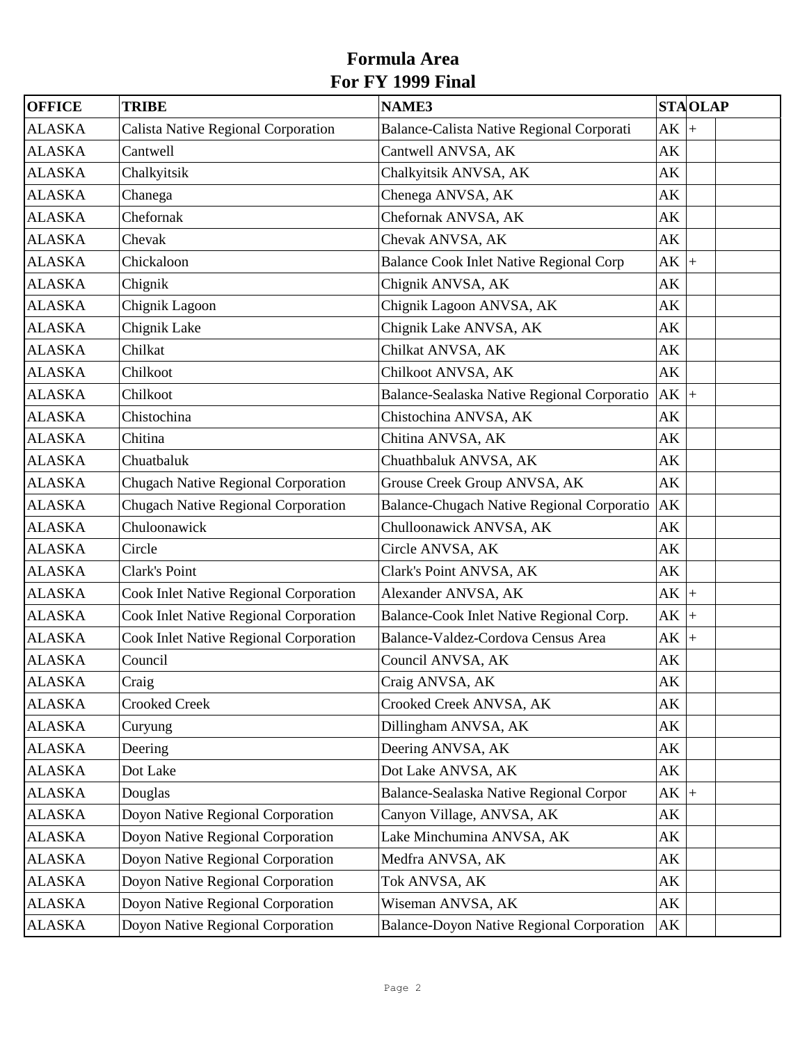# Formula Area
## For FY 1999 Final

| OFFICE | TRIBE | NAME3 | STA | OLAP | |
|---|---|---|---|---|---|
| ALASKA | Calista Native Regional Corporation | Balance-Calista Native Regional Corporati | AK | + | |
| ALASKA | Cantwell | Cantwell ANVSA, AK | AK | | |
| ALASKA | Chalkyitsik | Chalkyitsik ANVSA, AK | AK | | |
| ALASKA | Chanega | Chenega ANVSA, AK | AK | | |
| ALASKA | Chefornak | Chefornak ANVSA, AK | AK | | |
| ALASKA | Chevak | Chevak ANVSA, AK | AK | | |
| ALASKA | Chickaloon | Balance Cook Inlet Native Regional Corp | AK | + | |
| ALASKA | Chignik | Chignik ANVSA, AK | AK | | |
| ALASKA | Chignik Lagoon | Chignik Lagoon ANVSA, AK | AK | | |
| ALASKA | Chignik Lake | Chignik Lake ANVSA, AK | AK | | |
| ALASKA | Chilkat | Chilkat ANVSA, AK | AK | | |
| ALASKA | Chilkoot | Chilkoot ANVSA, AK | AK | | |
| ALASKA | Chilkoot | Balance-Sealaska Native Regional Corporatio | AK | + | |
| ALASKA | Chistochina | Chistochina ANVSA, AK | AK | | |
| ALASKA | Chitina | Chitina ANVSA, AK | AK | | |
| ALASKA | Chuatbaluk | Chuathbaluk ANVSA, AK | AK | | |
| ALASKA | Chugach Native Regional Corporation | Grouse Creek Group ANVSA, AK | AK | | |
| ALASKA | Chugach Native Regional Corporation | Balance-Chugach Native Regional Corporatio | AK | | |
| ALASKA | Chuloonawick | Chulloonawick ANVSA, AK | AK | | |
| ALASKA | Circle | Circle ANVSA, AK | AK | | |
| ALASKA | Clark's Point | Clark's Point ANVSA, AK | AK | | |
| ALASKA | Cook Inlet Native Regional Corporation | Alexander ANVSA, AK | AK | + | |
| ALASKA | Cook Inlet Native Regional Corporation | Balance-Cook Inlet Native Regional Corp. | AK | + | |
| ALASKA | Cook Inlet Native Regional Corporation | Balance-Valdez-Cordova Census Area | AK | + | |
| ALASKA | Council | Council ANVSA, AK | AK | | |
| ALASKA | Craig | Craig ANVSA, AK | AK | | |
| ALASKA | Crooked Creek | Crooked Creek ANVSA, AK | AK | | |
| ALASKA | Curyung | Dillingham ANVSA, AK | AK | | |
| ALASKA | Deering | Deering ANVSA, AK | AK | | |
| ALASKA | Dot Lake | Dot Lake ANVSA, AK | AK | | |
| ALASKA | Douglas | Balance-Sealaska Native Regional Corpor | AK | + | |
| ALASKA | Doyon Native Regional Corporation | Canyon Village, ANVSA, AK | AK | | |
| ALASKA | Doyon Native Regional Corporation | Lake Minchumina ANVSA, AK | AK | | |
| ALASKA | Doyon Native Regional Corporation | Medfra ANVSA, AK | AK | | |
| ALASKA | Doyon Native Regional Corporation | Tok ANVSA, AK | AK | | |
| ALASKA | Doyon Native Regional Corporation | Wiseman ANVSA, AK | AK | | |
| ALASKA | Doyon Native Regional Corporation | Balance-Doyon Native Regional Corporation | AK | | |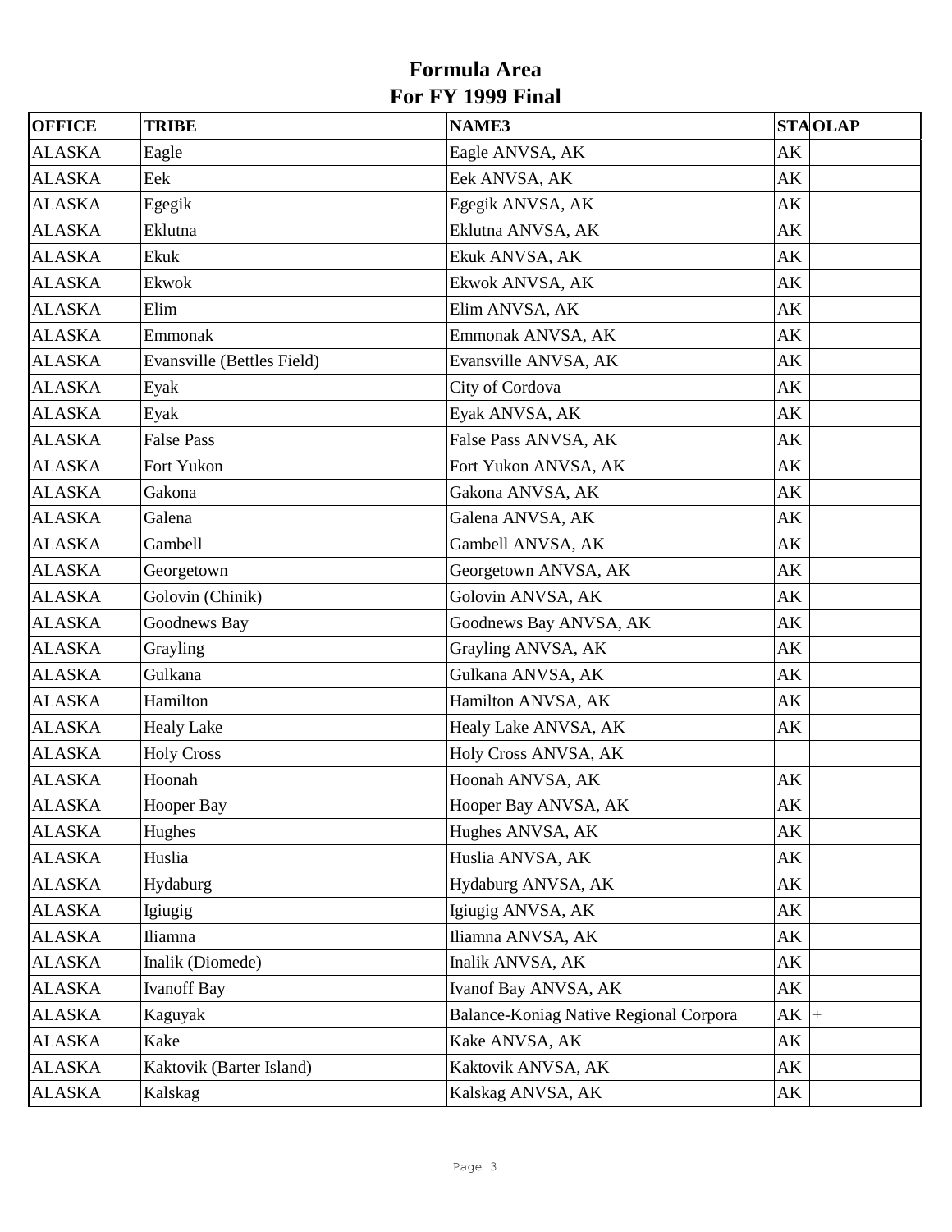# Formula Area
# For FY 1999 Final

| OFFICE | TRIBE | NAME3 | STA | OLAP | |
|---|---|---|---|---|---|
| ALASKA | Eagle | Eagle ANVSA, AK | AK | | |
| ALASKA | Eek | Eek ANVSA, AK | AK | | |
| ALASKA | Egegik | Egegik ANVSA, AK | AK | | |
| ALASKA | Eklutna | Eklutna ANVSA, AK | AK | | |
| ALASKA | Ekuk | Ekuk ANVSA, AK | AK | | |
| ALASKA | Ekwok | Ekwok ANVSA, AK | AK | | |
| ALASKA | Elim | Elim ANVSA, AK | AK | | |
| ALASKA | Emmonak | Emmonak ANVSA, AK | AK | | |
| ALASKA | Evansville (Bettles Field) | Evansville ANVSA, AK | AK | | |
| ALASKA | Eyak | City of Cordova | AK | | |
| ALASKA | Eyak | Eyak ANVSA, AK | AK | | |
| ALASKA | False Pass | False Pass ANVSA, AK | AK | | |
| ALASKA | Fort Yukon | Fort Yukon ANVSA, AK | AK | | |
| ALASKA | Gakona | Gakona ANVSA, AK | AK | | |
| ALASKA | Galena | Galena ANVSA, AK | AK | | |
| ALASKA | Gambell | Gambell ANVSA, AK | AK | | |
| ALASKA | Georgetown | Georgetown ANVSA, AK | AK | | |
| ALASKA | Golovin (Chinik) | Golovin ANVSA, AK | AK | | |
| ALASKA | Goodnews Bay | Goodnews Bay ANVSA, AK | AK | | |
| ALASKA | Grayling | Grayling ANVSA, AK | AK | | |
| ALASKA | Gulkana | Gulkana ANVSA, AK | AK | | |
| ALASKA | Hamilton | Hamilton ANVSA, AK | AK | | |
| ALASKA | Healy Lake | Healy Lake ANVSA, AK | AK | | |
| ALASKA | Holy Cross | Holy Cross ANVSA, AK | | | |
| ALASKA | Hoonah | Hoonah ANVSA, AK | AK | | |
| ALASKA | Hooper Bay | Hooper Bay ANVSA, AK | AK | | |
| ALASKA | Hughes | Hughes ANVSA, AK | AK | | |
| ALASKA | Huslia | Huslia ANVSA, AK | AK | | |
| ALASKA | Hydaburg | Hydaburg ANVSA, AK | AK | | |
| ALASKA | Igiugig | Igiugig ANVSA, AK | AK | | |
| ALASKA | Iliamna | Iliamna ANVSA, AK | AK | | |
| ALASKA | Inalik (Diomede) | Inalik ANVSA, AK | AK | | |
| ALASKA | Ivanoff Bay | Ivanof Bay ANVSA, AK | AK | | |
| ALASKA | Kaguyak | Balance-Koniag Native Regional Corpora | AK | + | |
| ALASKA | Kake | Kake ANVSA, AK | AK | | |
| ALASKA | Kaktovik (Barter Island) | Kaktovik ANVSA, AK | AK | | |
| ALASKA | Kalskag | Kalskag ANVSA, AK | AK | | |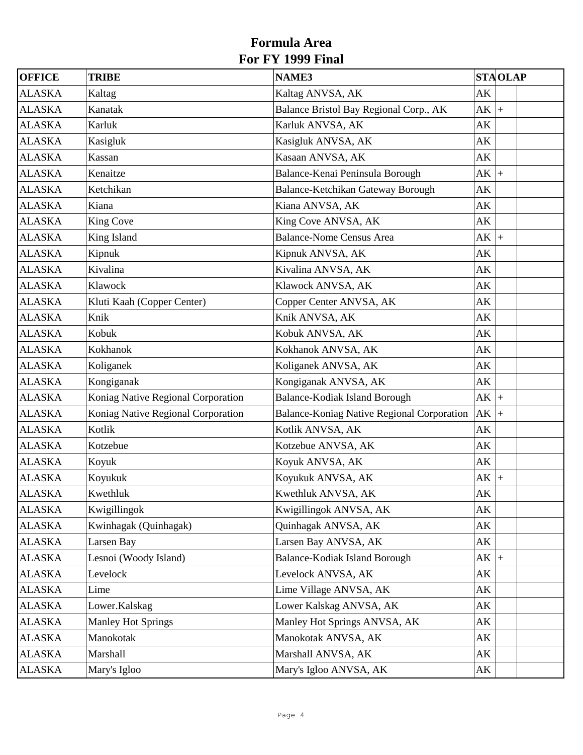# Formula Area
## For FY 1999 Final

| OFFICE | TRIBE | NAME3 | STA | OLAP | |
|---|---|---|---|---|---|
| ALASKA | Kaltag | Kaltag ANVSA, AK | AK | | |
| ALASKA | Kanatak | Balance Bristol Bay Regional Corp., AK | AK | + | |
| ALASKA | Karluk | Karluk ANVSA, AK | AK | | |
| ALASKA | Kasigluk | Kasigluk ANVSA, AK | AK | | |
| ALASKA | Kassan | Kasaan ANVSA, AK | AK | | |
| ALASKA | Kenaitze | Balance-Kenai Peninsula Borough | AK | + | |
| ALASKA | Ketchikan | Balance-Ketchikan Gateway Borough | AK | | |
| ALASKA | Kiana | Kiana ANVSA, AK | AK | | |
| ALASKA | King Cove | King Cove ANVSA, AK | AK | | |
| ALASKA | King Island | Balance-Nome Census Area | AK | + | |
| ALASKA | Kipnuk | Kipnuk ANVSA, AK | AK | | |
| ALASKA | Kivalina | Kivalina ANVSA, AK | AK | | |
| ALASKA | Klawock | Klawock ANVSA, AK | AK | | |
| ALASKA | Kluti Kaah (Copper Center) | Copper Center ANVSA, AK | AK | | |
| ALASKA | Knik | Knik ANVSA, AK | AK | | |
| ALASKA | Kobuk | Kobuk ANVSA, AK | AK | | |
| ALASKA | Kokhanok | Kokhanok ANVSA, AK | AK | | |
| ALASKA | Koliganek | Koliganek ANVSA, AK | AK | | |
| ALASKA | Kongiganak | Kongiganak ANVSA, AK | AK | | |
| ALASKA | Koniag Native Regional Corporation | Balance-Kodiak Island Borough | AK | + | |
| ALASKA | Koniag Native Regional Corporation | Balance-Koniag Native Regional Corporation | AK | + | |
| ALASKA | Kotlik | Kotlik ANVSA, AK | AK | | |
| ALASKA | Kotzebue | Kotzebue ANVSA, AK | AK | | |
| ALASKA | Koyuk | Koyuk ANVSA, AK | AK | | |
| ALASKA | Koyukuk | Koyukuk ANVSA, AK | AK | + | |
| ALASKA | Kwethluk | Kwethluk ANVSA, AK | AK | | |
| ALASKA | Kwigillingok | Kwigillingok ANVSA, AK | AK | | |
| ALASKA | Kwinhagak (Quinhagak) | Quinhagak ANVSA, AK | AK | | |
| ALASKA | Larsen Bay | Larsen Bay ANVSA, AK | AK | | |
| ALASKA | Lesnoi (Woody Island) | Balance-Kodiak Island Borough | AK | + | |
| ALASKA | Levelock | Levelock ANVSA, AK | AK | | |
| ALASKA | Lime | Lime Village ANVSA, AK | AK | | |
| ALASKA | Lower.Kalskag | Lower Kalskag ANVSA, AK | AK | | |
| ALASKA | Manley Hot Springs | Manley Hot Springs ANVSA, AK | AK | | |
| ALASKA | Manokotak | Manokotak ANVSA, AK | AK | | |
| ALASKA | Marshall | Marshall ANVSA, AK | AK | | |
| ALASKA | Mary's Igloo | Mary's Igloo ANVSA, AK | AK | | |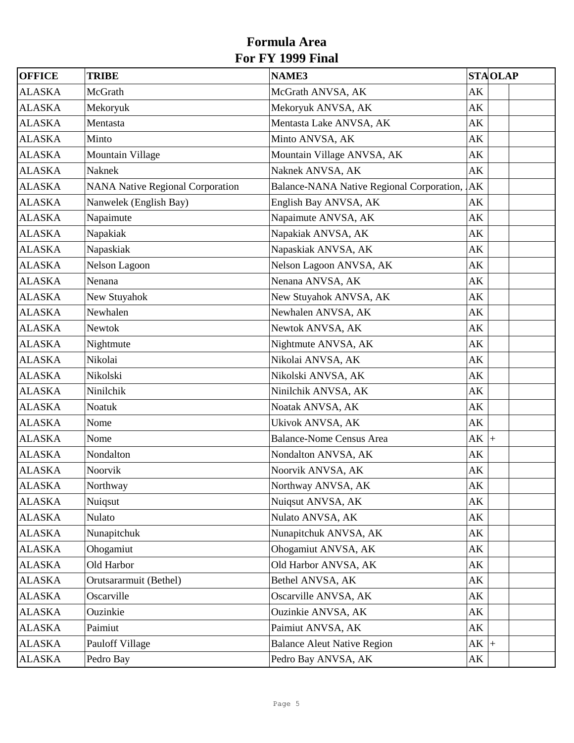# Formula Area
## For FY 1999 Final

| OFFICE | TRIBE | NAME3 | STA | OLAP | |
|---|---|---|---|---|---|
| ALASKA | McGrath | McGrath ANVSA, AK | AK | | |
| ALASKA | Mekoryuk | Mekoryuk ANVSA, AK | AK | | |
| ALASKA | Mentasta | Mentasta Lake ANVSA, AK | AK | | |
| ALASKA | Minto | Minto ANVSA, AK | AK | | |
| ALASKA | Mountain Village | Mountain Village ANVSA, AK | AK | | |
| ALASKA | Naknek | Naknek ANVSA, AK | AK | | |
| ALASKA | NANA Native Regional Corporation | Balance-NANA Native Regional Corporation, | AK | | |
| ALASKA | Nanwelek (English Bay) | English Bay ANVSA, AK | AK | | |
| ALASKA | Napaimute | Napaimute ANVSA, AK | AK | | |
| ALASKA | Napakiak | Napakiak ANVSA, AK | AK | | |
| ALASKA | Napaskiak | Napaskiak ANVSA, AK | AK | | |
| ALASKA | Nelson Lagoon | Nelson Lagoon ANVSA, AK | AK | | |
| ALASKA | Nenana | Nenana ANVSA, AK | AK | | |
| ALASKA | New Stuyahok | New Stuyahok ANVSA, AK | AK | | |
| ALASKA | Newhalen | Newhalen ANVSA, AK | AK | | |
| ALASKA | Newtok | Newtok ANVSA, AK | AK | | |
| ALASKA | Nightmute | Nightmute ANVSA, AK | AK | | |
| ALASKA | Nikolai | Nikolai ANVSA, AK | AK | | |
| ALASKA | Nikolski | Nikolski ANVSA, AK | AK | | |
| ALASKA | Ninilchik | Ninilchik ANVSA, AK | AK | | |
| ALASKA | Noatuk | Noatak ANVSA, AK | AK | | |
| ALASKA | Nome | Ukivok ANVSA, AK | AK | | |
| ALASKA | Nome | Balance-Nome Census Area | AK | + | |
| ALASKA | Nondalton | Nondalton ANVSA, AK | AK | | |
| ALASKA | Noorvik | Noorvik ANVSA, AK | AK | | |
| ALASKA | Northway | Northway ANVSA, AK | AK | | |
| ALASKA | Nuiqsut | Nuiqsut ANVSA, AK | AK | | |
| ALASKA | Nulato | Nulato ANVSA, AK | AK | | |
| ALASKA | Nunapitchuk | Nunapitchuk ANVSA, AK | AK | | |
| ALASKA | Ohogamiut | Ohogamiut ANVSA, AK | AK | | |
| ALASKA | Old Harbor | Old Harbor ANVSA, AK | AK | | |
| ALASKA | Orutsararmuit (Bethel) | Bethel ANVSA, AK | AK | | |
| ALASKA | Oscarville | Oscarville ANVSA, AK | AK | | |
| ALASKA | Ouzinkie | Ouzinkie ANVSA, AK | AK | | |
| ALASKA | Paimiut | Paimiut ANVSA, AK | AK | | |
| ALASKA | Pauloff Village | Balance Aleut Native Region | AK | + | |
| ALASKA | Pedro Bay | Pedro Bay ANVSA, AK | AK | | |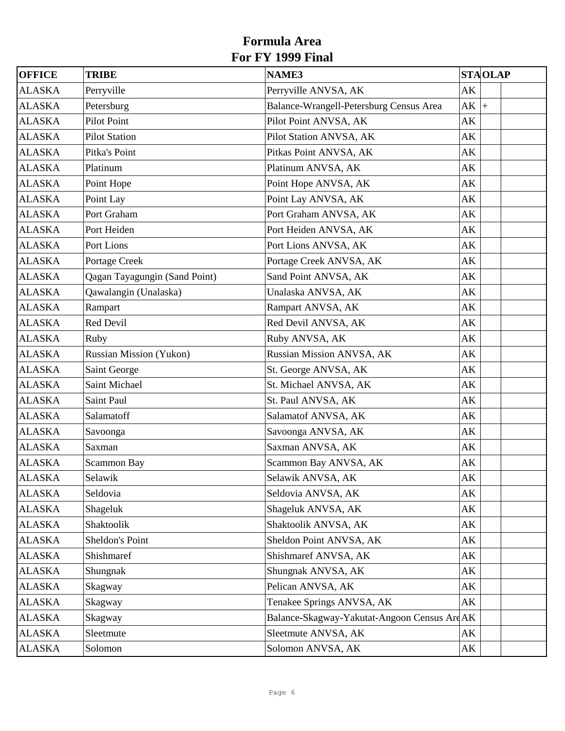# Formula Area
## For FY 1999 Final

| OFFICE | TRIBE | NAME3 | STA | OLAP | |
|---|---|---|---|---|---|
| ALASKA | Perryville | Perryville ANVSA, AK | AK | | |
| ALASKA | Petersburg | Balance-Wrangell-Petersburg Census Area | AK | + | |
| ALASKA | Pilot Point | Pilot Point ANVSA, AK | AK | | |
| ALASKA | Pilot Station | Pilot Station ANVSA, AK | AK | | |
| ALASKA | Pitka's Point | Pitkas Point ANVSA, AK | AK | | |
| ALASKA | Platinum | Platinum ANVSA, AK | AK | | |
| ALASKA | Point Hope | Point Hope ANVSA, AK | AK | | |
| ALASKA | Point Lay | Point Lay ANVSA, AK | AK | | |
| ALASKA | Port Graham | Port Graham ANVSA, AK | AK | | |
| ALASKA | Port Heiden | Port Heiden ANVSA, AK | AK | | |
| ALASKA | Port Lions | Port Lions ANVSA, AK | AK | | |
| ALASKA | Portage Creek | Portage Creek ANVSA, AK | AK | | |
| ALASKA | Qagan Tayagungin (Sand Point) | Sand Point ANVSA, AK | AK | | |
| ALASKA | Qawalangin (Unalaska) | Unalaska ANVSA, AK | AK | | |
| ALASKA | Rampart | Rampart ANVSA, AK | AK | | |
| ALASKA | Red Devil | Red Devil ANVSA, AK | AK | | |
| ALASKA | Ruby | Ruby ANVSA, AK | AK | | |
| ALASKA | Russian Mission (Yukon) | Russian Mission ANVSA, AK | AK | | |
| ALASKA | Saint George | St. George ANVSA, AK | AK | | |
| ALASKA | Saint Michael | St. Michael ANVSA, AK | AK | | |
| ALASKA | Saint Paul | St. Paul ANVSA, AK | AK | | |
| ALASKA | Salamatoff | Salamatof ANVSA, AK | AK | | |
| ALASKA | Savoonga | Savoonga ANVSA, AK | AK | | |
| ALASKA | Saxman | Saxman ANVSA, AK | AK | | |
| ALASKA | Scammon Bay | Scammon Bay ANVSA, AK | AK | | |
| ALASKA | Selawik | Selawik ANVSA, AK | AK | | |
| ALASKA | Seldovia | Seldovia ANVSA, AK | AK | | |
| ALASKA | Shageluk | Shageluk ANVSA, AK | AK | | |
| ALASKA | Shaktoolik | Shaktoolik ANVSA, AK | AK | | |
| ALASKA | Sheldon's Point | Sheldon Point ANVSA, AK | AK | | |
| ALASKA | Shishmaref | Shishmaref ANVSA, AK | AK | | |
| ALASKA | Shungnak | Shungnak ANVSA, AK | AK | | |
| ALASKA | Skagway | Pelican ANVSA, AK | AK | | |
| ALASKA | Skagway | Tenakee Springs ANVSA, AK | AK | | |
| ALASKA | Skagway | Balance-Skagway-Yakutat-Angoon Census Are | AK | | |
| ALASKA | Sleetmute | Sleetmute ANVSA, AK | AK | | |
| ALASKA | Solomon | Solomon ANVSA, AK | AK | | |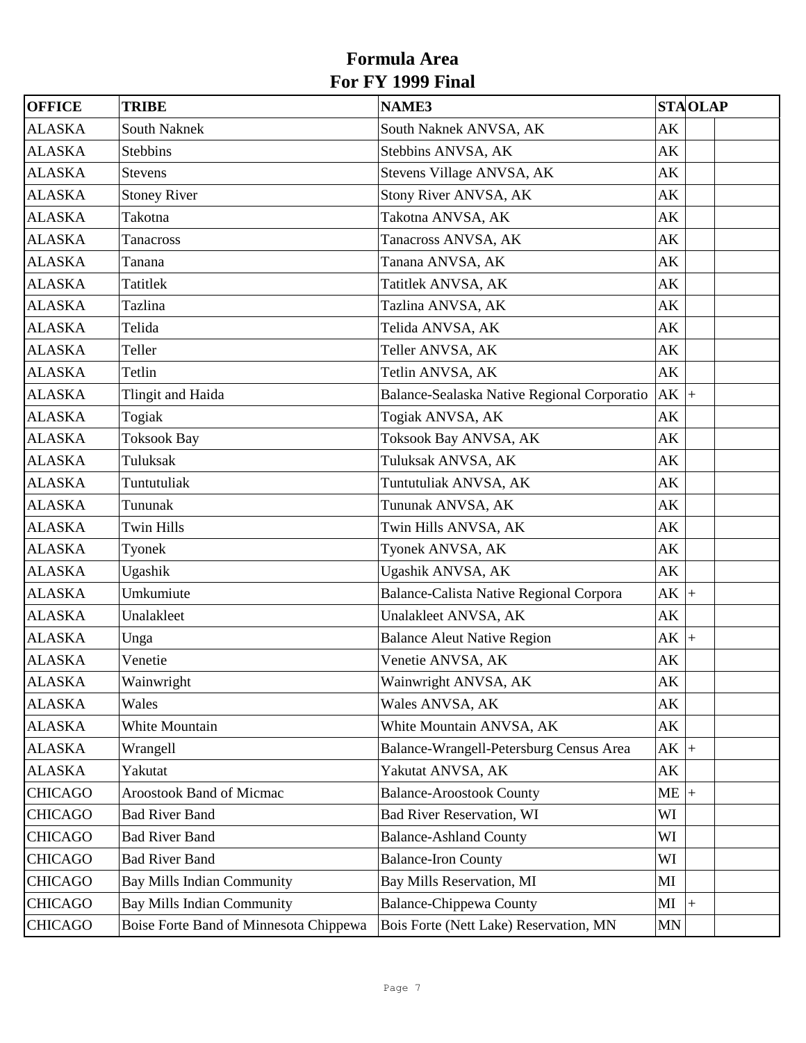# Formula Area
# For FY 1999 Final

| OFFICE | TRIBE | NAME3 | STA | OLAP | |
|---|---|---|---|---|---|
| ALASKA | South Naknek | South Naknek ANVSA, AK | AK | | |
| ALASKA | Stebbins | Stebbins ANVSA, AK | AK | | |
| ALASKA | Stevens | Stevens Village ANVSA, AK | AK | | |
| ALASKA | Stoney River | Stony River ANVSA, AK | AK | | |
| ALASKA | Takotna | Takotna ANVSA, AK | AK | | |
| ALASKA | Tanacross | Tanacross ANVSA, AK | AK | | |
| ALASKA | Tanana | Tanana ANVSA, AK | AK | | |
| ALASKA | Tatitlek | Tatitlek ANVSA, AK | AK | | |
| ALASKA | Tazlina | Tazlina ANVSA, AK | AK | | |
| ALASKA | Telida | Telida ANVSA, AK | AK | | |
| ALASKA | Teller | Teller ANVSA, AK | AK | | |
| ALASKA | Tetlin | Tetlin ANVSA, AK | AK | | |
| ALASKA | Tlingit and Haida | Balance-Sealaska Native Regional Corporatio | AK | + | |
| ALASKA | Togiak | Togiak ANVSA, AK | AK | | |
| ALASKA | Toksook Bay | Toksook Bay ANVSA, AK | AK | | |
| ALASKA | Tuluksak | Tuluksak ANVSA, AK | AK | | |
| ALASKA | Tuntutuliak | Tuntutuliak ANVSA, AK | AK | | |
| ALASKA | Tununak | Tununak ANVSA, AK | AK | | |
| ALASKA | Twin Hills | Twin Hills ANVSA, AK | AK | | |
| ALASKA | Tyonek | Tyonek ANVSA, AK | AK | | |
| ALASKA | Ugashik | Ugashik ANVSA, AK | AK | | |
| ALASKA | Umkumiute | Balance-Calista Native Regional Corpora | AK | + | |
| ALASKA | Unalakleet | Unalakleet ANVSA, AK | AK | | |
| ALASKA | Unga | Balance Aleut Native Region | AK | + | |
| ALASKA | Venetie | Venetie ANVSA, AK | AK | | |
| ALASKA | Wainwright | Wainwright ANVSA, AK | AK | | |
| ALASKA | Wales | Wales ANVSA, AK | AK | | |
| ALASKA | White Mountain | White Mountain ANVSA, AK | AK | | |
| ALASKA | Wrangell | Balance-Wrangell-Petersburg Census Area | AK | + | |
| ALASKA | Yakutat | Yakutat ANVSA, AK | AK | | |
| CHICAGO | Aroostook Band of Micmac | Balance-Aroostook County | ME | + | |
| CHICAGO | Bad River Band | Bad River Reservation, WI | WI | | |
| CHICAGO | Bad River Band | Balance-Ashland County | WI | | |
| CHICAGO | Bad River Band | Balance-Iron County | WI | | |
| CHICAGO | Bay Mills Indian Community | Bay Mills Reservation, MI | MI | | |
| CHICAGO | Bay Mills Indian Community | Balance-Chippewa County | MI | + | |
| CHICAGO | Boise Forte Band of Minnesota Chippewa | Bois Forte (Nett Lake) Reservation, MN | MN | | |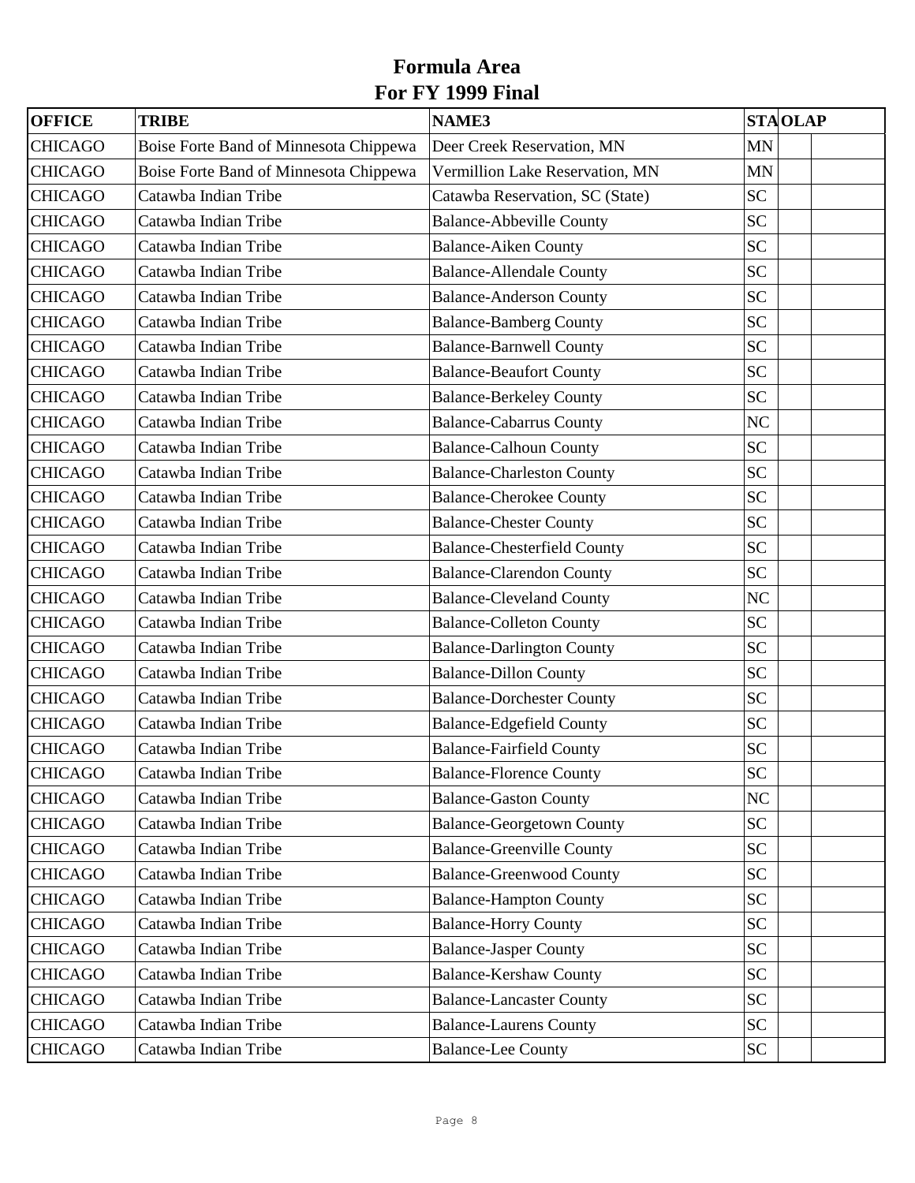# Formula Area
# For FY 1999 Final

| OFFICE | TRIBE | NAME3 | STA | OLAP | |
|---|---|---|---|---|---|
| CHICAGO | Boise Forte Band of Minnesota Chippewa | Deer Creek Reservation, MN | MN | | |
| CHICAGO | Boise Forte Band of Minnesota Chippewa | Vermillion Lake Reservation, MN | MN | | |
| CHICAGO | Catawba Indian Tribe | Catawba Reservation, SC (State) | SC | | |
| CHICAGO | Catawba Indian Tribe | Balance-Abbeville County | SC | | |
| CHICAGO | Catawba Indian Tribe | Balance-Aiken County | SC | | |
| CHICAGO | Catawba Indian Tribe | Balance-Allendale County | SC | | |
| CHICAGO | Catawba Indian Tribe | Balance-Anderson County | SC | | |
| CHICAGO | Catawba Indian Tribe | Balance-Bamberg County | SC | | |
| CHICAGO | Catawba Indian Tribe | Balance-Barnwell County | SC | | |
| CHICAGO | Catawba Indian Tribe | Balance-Beaufort County | SC | | |
| CHICAGO | Catawba Indian Tribe | Balance-Berkeley County | SC | | |
| CHICAGO | Catawba Indian Tribe | Balance-Cabarrus County | NC | | |
| CHICAGO | Catawba Indian Tribe | Balance-Calhoun County | SC | | |
| CHICAGO | Catawba Indian Tribe | Balance-Charleston County | SC | | |
| CHICAGO | Catawba Indian Tribe | Balance-Cherokee County | SC | | |
| CHICAGO | Catawba Indian Tribe | Balance-Chester County | SC | | |
| CHICAGO | Catawba Indian Tribe | Balance-Chesterfield County | SC | | |
| CHICAGO | Catawba Indian Tribe | Balance-Clarendon County | SC | | |
| CHICAGO | Catawba Indian Tribe | Balance-Cleveland County | NC | | |
| CHICAGO | Catawba Indian Tribe | Balance-Colleton County | SC | | |
| CHICAGO | Catawba Indian Tribe | Balance-Darlington County | SC | | |
| CHICAGO | Catawba Indian Tribe | Balance-Dillon County | SC | | |
| CHICAGO | Catawba Indian Tribe | Balance-Dorchester County | SC | | |
| CHICAGO | Catawba Indian Tribe | Balance-Edgefield County | SC | | |
| CHICAGO | Catawba Indian Tribe | Balance-Fairfield County | SC | | |
| CHICAGO | Catawba Indian Tribe | Balance-Florence County | SC | | |
| CHICAGO | Catawba Indian Tribe | Balance-Gaston County | NC | | |
| CHICAGO | Catawba Indian Tribe | Balance-Georgetown County | SC | | |
| CHICAGO | Catawba Indian Tribe | Balance-Greenville County | SC | | |
| CHICAGO | Catawba Indian Tribe | Balance-Greenwood County | SC | | |
| CHICAGO | Catawba Indian Tribe | Balance-Hampton County | SC | | |
| CHICAGO | Catawba Indian Tribe | Balance-Horry County | SC | | |
| CHICAGO | Catawba Indian Tribe | Balance-Jasper County | SC | | |
| CHICAGO | Catawba Indian Tribe | Balance-Kershaw County | SC | | |
| CHICAGO | Catawba Indian Tribe | Balance-Lancaster County | SC | | |
| CHICAGO | Catawba Indian Tribe | Balance-Laurens County | SC | | |
| CHICAGO | Catawba Indian Tribe | Balance-Lee County | SC | | |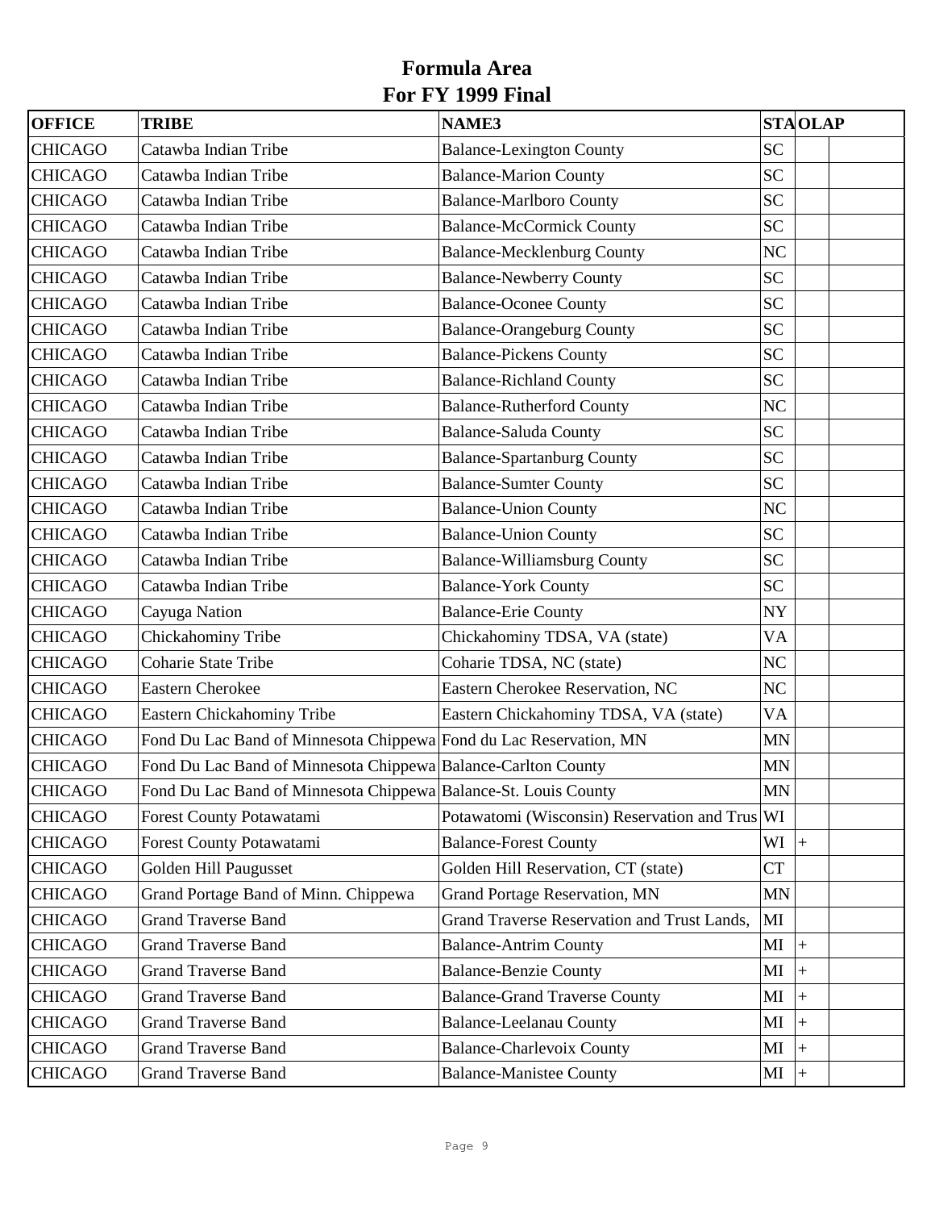# Formula Area
# For FY 1999 Final

| OFFICE | TRIBE | NAME3 | STA | OLAP | |
|---|---|---|---|---|---|
| CHICAGO | Catawba Indian Tribe | Balance-Lexington County | SC | | |
| CHICAGO | Catawba Indian Tribe | Balance-Marion County | SC | | |
| CHICAGO | Catawba Indian Tribe | Balance-Marlboro County | SC | | |
| CHICAGO | Catawba Indian Tribe | Balance-McCormick County | SC | | |
| CHICAGO | Catawba Indian Tribe | Balance-Mecklenburg County | NC | | |
| CHICAGO | Catawba Indian Tribe | Balance-Newberry County | SC | | |
| CHICAGO | Catawba Indian Tribe | Balance-Oconee County | SC | | |
| CHICAGO | Catawba Indian Tribe | Balance-Orangeburg County | SC | | |
| CHICAGO | Catawba Indian Tribe | Balance-Pickens County | SC | | |
| CHICAGO | Catawba Indian Tribe | Balance-Richland County | SC | | |
| CHICAGO | Catawba Indian Tribe | Balance-Rutherford County | NC | | |
| CHICAGO | Catawba Indian Tribe | Balance-Saluda County | SC | | |
| CHICAGO | Catawba Indian Tribe | Balance-Spartanburg County | SC | | |
| CHICAGO | Catawba Indian Tribe | Balance-Sumter County | SC | | |
| CHICAGO | Catawba Indian Tribe | Balance-Union County | NC | | |
| CHICAGO | Catawba Indian Tribe | Balance-Union County | SC | | |
| CHICAGO | Catawba Indian Tribe | Balance-Williamsburg County | SC | | |
| CHICAGO | Catawba Indian Tribe | Balance-York County | SC | | |
| CHICAGO | Cayuga Nation | Balance-Erie County | NY | | |
| CHICAGO | Chickahominy Tribe | Chickahominy TDSA, VA (state) | VA | | |
| CHICAGO | Coharie State Tribe | Coharie TDSA, NC (state) | NC | | |
| CHICAGO | Eastern Cherokee | Eastern Cherokee Reservation, NC | NC | | |
| CHICAGO | Eastern Chickahominy Tribe | Eastern Chickahominy TDSA, VA (state) | VA | | |
| CHICAGO | Fond Du Lac Band of Minnesota Chippewa | Fond du Lac Reservation, MN | MN | | |
| CHICAGO | Fond Du Lac Band of Minnesota Chippewa | Balance-Carlton County | MN | | |
| CHICAGO | Fond Du Lac Band of Minnesota Chippewa | Balance-St. Louis County | MN | | |
| CHICAGO | Forest County Potawatami | Potawatomi (Wisconsin) Reservation and Trus | WI | | |
| CHICAGO | Forest County Potawatami | Balance-Forest County | WI | + | |
| CHICAGO | Golden Hill Paugusset | Golden Hill Reservation, CT (state) | CT | | |
| CHICAGO | Grand Portage Band of Minn. Chippewa | Grand Portage Reservation, MN | MN | | |
| CHICAGO | Grand Traverse Band | Grand Traverse Reservation and Trust Lands, | MI | | |
| CHICAGO | Grand Traverse Band | Balance-Antrim County | MI | + | |
| CHICAGO | Grand Traverse Band | Balance-Benzie County | MI | + | |
| CHICAGO | Grand Traverse Band | Balance-Grand Traverse County | MI | + | |
| CHICAGO | Grand Traverse Band | Balance-Leelanau County | MI | + | |
| CHICAGO | Grand Traverse Band | Balance-Charlevoix County | MI | + | |
| CHICAGO | Grand Traverse Band | Balance-Manistee County | MI | + | |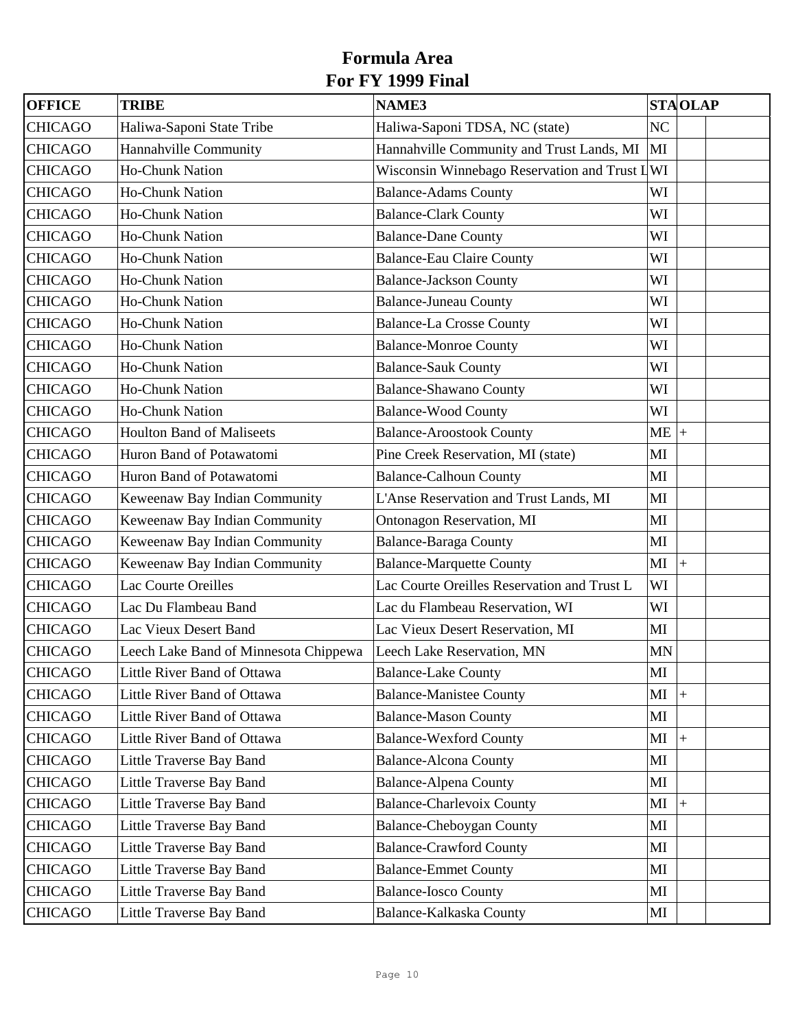# Formula Area
# For FY 1999 Final

| OFFICE | TRIBE | NAME3 | STA | OLAP | |
|---|---|---|---|---|---|
| CHICAGO | Haliwa-Saponi State Tribe | Haliwa-Saponi TDSA, NC (state) | NC | | |
| CHICAGO | Hannahville Community | Hannahville Community and Trust Lands, MI | MI | | |
| CHICAGO | Ho-Chunk Nation | Wisconsin Winnebago Reservation and Trust L | WI | | |
| CHICAGO | Ho-Chunk Nation | Balance-Adams County | WI | | |
| CHICAGO | Ho-Chunk Nation | Balance-Clark County | WI | | |
| CHICAGO | Ho-Chunk Nation | Balance-Dane County | WI | | |
| CHICAGO | Ho-Chunk Nation | Balance-Eau Claire County | WI | | |
| CHICAGO | Ho-Chunk Nation | Balance-Jackson County | WI | | |
| CHICAGO | Ho-Chunk Nation | Balance-Juneau County | WI | | |
| CHICAGO | Ho-Chunk Nation | Balance-La Crosse County | WI | | |
| CHICAGO | Ho-Chunk Nation | Balance-Monroe County | WI | | |
| CHICAGO | Ho-Chunk Nation | Balance-Sauk County | WI | | |
| CHICAGO | Ho-Chunk Nation | Balance-Shawano County | WI | | |
| CHICAGO | Ho-Chunk Nation | Balance-Wood County | WI | | |
| CHICAGO | Houlton Band of Maliseets | Balance-Aroostook County | ME | + | |
| CHICAGO | Huron Band of Potawatomi | Pine Creek Reservation, MI (state) | MI | | |
| CHICAGO | Huron Band of Potawatomi | Balance-Calhoun County | MI | | |
| CHICAGO | Keweenaw Bay Indian Community | L'Anse Reservation and Trust Lands, MI | MI | | |
| CHICAGO | Keweenaw Bay Indian Community | Ontonagon Reservation, MI | MI | | |
| CHICAGO | Keweenaw Bay Indian Community | Balance-Baraga County | MI | | |
| CHICAGO | Keweenaw Bay Indian Community | Balance-Marquette County | MI | + | |
| CHICAGO | Lac Courte Oreilles | Lac Courte Oreilles Reservation and Trust L | WI | | |
| CHICAGO | Lac Du Flambeau Band | Lac du Flambeau Reservation, WI | WI | | |
| CHICAGO | Lac Vieux Desert Band | Lac Vieux Desert Reservation, MI | MI | | |
| CHICAGO | Leech Lake Band of Minnesota Chippewa | Leech Lake Reservation, MN | MN | | |
| CHICAGO | Little River Band of Ottawa | Balance-Lake County | MI | | |
| CHICAGO | Little River Band of Ottawa | Balance-Manistee County | MI | + | |
| CHICAGO | Little River Band of Ottawa | Balance-Mason County | MI | | |
| CHICAGO | Little River Band of Ottawa | Balance-Wexford County | MI | + | |
| CHICAGO | Little Traverse Bay Band | Balance-Alcona County | MI | | |
| CHICAGO | Little Traverse Bay Band | Balance-Alpena County | MI | | |
| CHICAGO | Little Traverse Bay Band | Balance-Charlevoix County | MI | + | |
| CHICAGO | Little Traverse Bay Band | Balance-Cheboygan County | MI | | |
| CHICAGO | Little Traverse Bay Band | Balance-Crawford County | MI | | |
| CHICAGO | Little Traverse Bay Band | Balance-Emmet County | MI | | |
| CHICAGO | Little Traverse Bay Band | Balance-Iosco County | MI | | |
| CHICAGO | Little Traverse Bay Band | Balance-Kalkaska County | MI | | |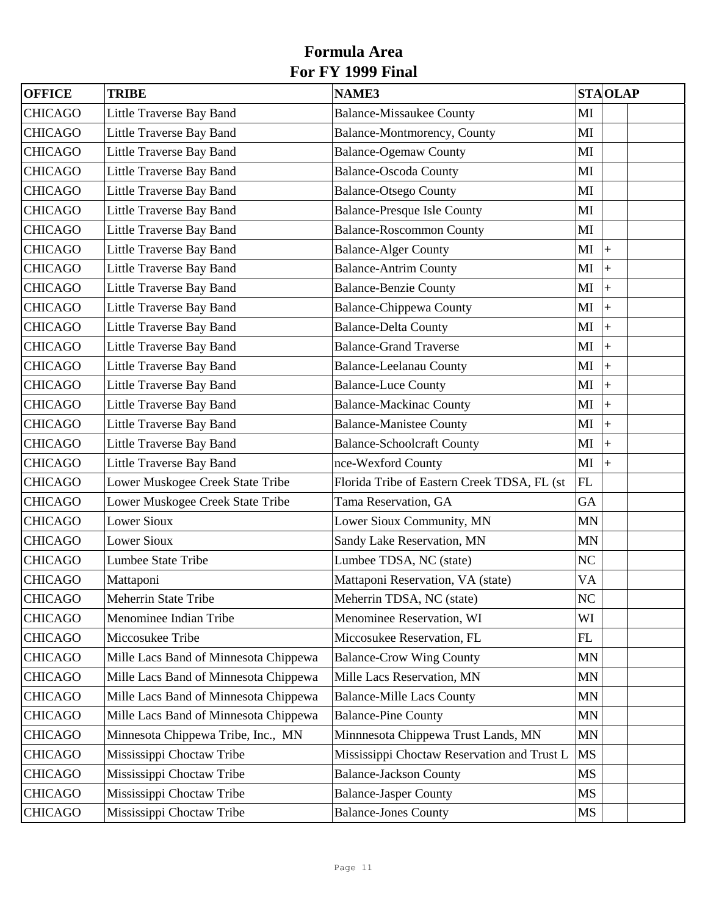# Formula Area
# For FY 1999 Final

| OFFICE | TRIBE | NAME3 | STA | OLAP | |
|---|---|---|---|---|---|
| CHICAGO | Little Traverse Bay Band | Balance-Missaukee County | MI | | |
| CHICAGO | Little Traverse Bay Band | Balance-Montmorency, County | MI | | |
| CHICAGO | Little Traverse Bay Band | Balance-Ogemaw County | MI | | |
| CHICAGO | Little Traverse Bay Band | Balance-Oscoda County | MI | | |
| CHICAGO | Little Traverse Bay Band | Balance-Otsego County | MI | | |
| CHICAGO | Little Traverse Bay Band | Balance-Presque Isle County | MI | | |
| CHICAGO | Little Traverse Bay Band | Balance-Roscommon County | MI | | |
| CHICAGO | Little Traverse Bay Band | Balance-Alger County | MI | + | |
| CHICAGO | Little Traverse Bay Band | Balance-Antrim County | MI | + | |
| CHICAGO | Little Traverse Bay Band | Balance-Benzie County | MI | + | |
| CHICAGO | Little Traverse Bay Band | Balance-Chippewa County | MI | + | |
| CHICAGO | Little Traverse Bay Band | Balance-Delta County | MI | + | |
| CHICAGO | Little Traverse Bay Band | Balance-Grand Traverse | MI | + | |
| CHICAGO | Little Traverse Bay Band | Balance-Leelanau County | MI | + | |
| CHICAGO | Little Traverse Bay Band | Balance-Luce County | MI | + | |
| CHICAGO | Little Traverse Bay Band | Balance-Mackinac County | MI | + | |
| CHICAGO | Little Traverse Bay Band | Balance-Manistee County | MI | + | |
| CHICAGO | Little Traverse Bay Band | Balance-Schoolcraft County | MI | + | |
| CHICAGO | Little Traverse Bay Band | nce-Wexford County | MI | + | |
| CHICAGO | Lower Muskogee Creek State Tribe | Florida Tribe of Eastern Creek TDSA, FL (st | FL | | |
| CHICAGO | Lower Muskogee Creek State Tribe | Tama Reservation, GA | GA | | |
| CHICAGO | Lower Sioux | Lower Sioux Community, MN | MN | | |
| CHICAGO | Lower Sioux | Sandy Lake Reservation, MN | MN | | |
| CHICAGO | Lumbee State Tribe | Lumbee TDSA, NC (state) | NC | | |
| CHICAGO | Mattaponi | Mattaponi Reservation, VA (state) | VA | | |
| CHICAGO | Meherrin State Tribe | Meherrin TDSA, NC (state) | NC | | |
| CHICAGO | Menominee Indian Tribe | Menominee Reservation, WI | WI | | |
| CHICAGO | Miccosukee Tribe | Miccosukee Reservation, FL | FL | | |
| CHICAGO | Mille Lacs Band of Minnesota Chippewa | Balance-Crow Wing County | MN | | |
| CHICAGO | Mille Lacs Band of Minnesota Chippewa | Mille Lacs Reservation, MN | MN | | |
| CHICAGO | Mille Lacs Band of Minnesota Chippewa | Balance-Mille Lacs County | MN | | |
| CHICAGO | Mille Lacs Band of Minnesota Chippewa | Balance-Pine County | MN | | |
| CHICAGO | Minnesota Chippewa Tribe, Inc., MN | Minnnesota Chippewa Trust Lands, MN | MN | | |
| CHICAGO | Mississippi Choctaw Tribe | Mississippi Choctaw Reservation and Trust L | MS | | |
| CHICAGO | Mississippi Choctaw Tribe | Balance-Jackson County | MS | | |
| CHICAGO | Mississippi Choctaw Tribe | Balance-Jasper County | MS | | |
| CHICAGO | Mississippi Choctaw Tribe | Balance-Jones County | MS | | |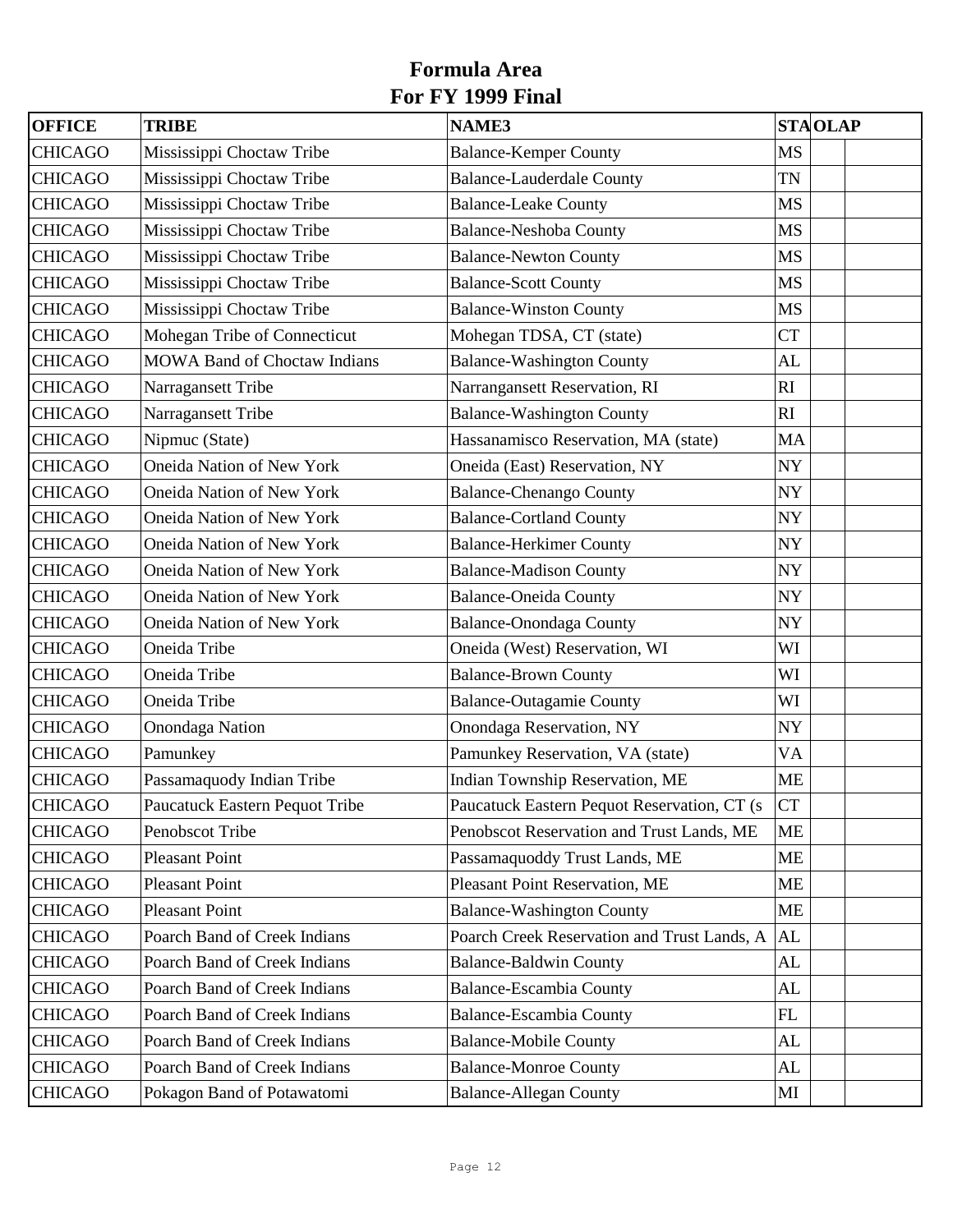# Formula Area
# For FY 1999 Final

| OFFICE | TRIBE | NAME3 | STA | OLAP |
|---|---|---|---|---|
| CHICAGO | Mississippi Choctaw Tribe | Balance-Kemper County | MS | |
| CHICAGO | Mississippi Choctaw Tribe | Balance-Lauderdale County | TN | |
| CHICAGO | Mississippi Choctaw Tribe | Balance-Leake County | MS | |
| CHICAGO | Mississippi Choctaw Tribe | Balance-Neshoba County | MS | |
| CHICAGO | Mississippi Choctaw Tribe | Balance-Newton County | MS | |
| CHICAGO | Mississippi Choctaw Tribe | Balance-Scott County | MS | |
| CHICAGO | Mississippi Choctaw Tribe | Balance-Winston County | MS | |
| CHICAGO | Mohegan Tribe of Connecticut | Mohegan TDSA, CT (state) | CT | |
| CHICAGO | MOWA Band of Choctaw Indians | Balance-Washington County | AL | |
| CHICAGO | Narragansett Tribe | Narrangansett Reservation, RI | RI | |
| CHICAGO | Narragansett Tribe | Balance-Washington County | RI | |
| CHICAGO | Nipmuc (State) | Hassanamisco Reservation, MA (state) | MA | |
| CHICAGO | Oneida Nation of New York | Oneida (East) Reservation, NY | NY | |
| CHICAGO | Oneida Nation of New York | Balance-Chenango County | NY | |
| CHICAGO | Oneida Nation of New York | Balance-Cortland County | NY | |
| CHICAGO | Oneida Nation of New York | Balance-Herkimer County | NY | |
| CHICAGO | Oneida Nation of New York | Balance-Madison County | NY | |
| CHICAGO | Oneida Nation of New York | Balance-Oneida County | NY | |
| CHICAGO | Oneida Nation of New York | Balance-Onondaga County | NY | |
| CHICAGO | Oneida Tribe | Oneida (West) Reservation, WI | WI | |
| CHICAGO | Oneida Tribe | Balance-Brown County | WI | |
| CHICAGO | Oneida Tribe | Balance-Outagamie County | WI | |
| CHICAGO | Onondaga Nation | Onondaga Reservation, NY | NY | |
| CHICAGO | Pamunkey | Pamunkey Reservation, VA (state) | VA | |
| CHICAGO | Passamaquody Indian Tribe | Indian Township Reservation, ME | ME | |
| CHICAGO | Paucatuck Eastern Pequot Tribe | Paucatuck Eastern Pequot Reservation, CT (s | CT | |
| CHICAGO | Penobscot Tribe | Penobscot Reservation and Trust Lands, ME | ME | |
| CHICAGO | Pleasant Point | Passamaquoddy Trust Lands, ME | ME | |
| CHICAGO | Pleasant Point | Pleasant Point Reservation, ME | ME | |
| CHICAGO | Pleasant Point | Balance-Washington County | ME | |
| CHICAGO | Poarch Band of Creek Indians | Poarch Creek Reservation and Trust Lands, A | AL | |
| CHICAGO | Poarch Band of Creek Indians | Balance-Baldwin County | AL | |
| CHICAGO | Poarch Band of Creek Indians | Balance-Escambia County | AL | |
| CHICAGO | Poarch Band of Creek Indians | Balance-Escambia County | FL | |
| CHICAGO | Poarch Band of Creek Indians | Balance-Mobile County | AL | |
| CHICAGO | Poarch Band of Creek Indians | Balance-Monroe County | AL | |
| CHICAGO | Pokagon Band of Potawatomi | Balance-Allegan County | MI | |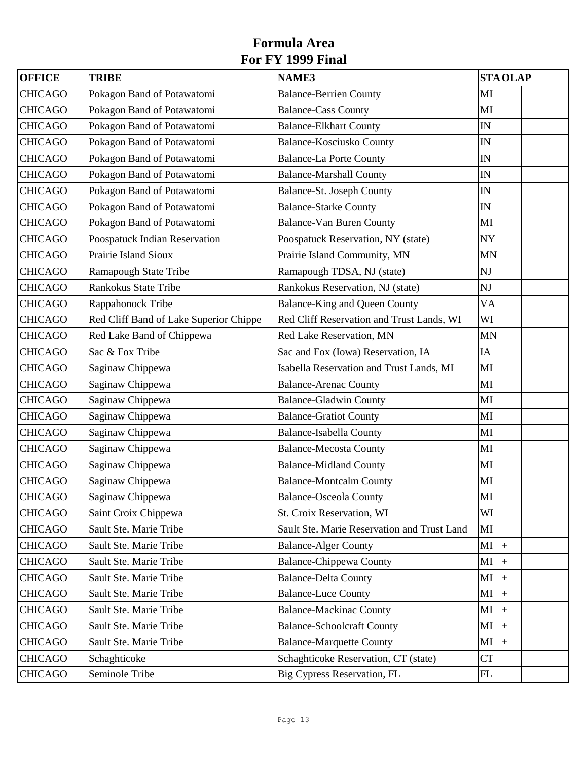# Formula Area
## For FY 1999 Final

| OFFICE | TRIBE | NAME3 | STA | OLAP | |
|---|---|---|---|---|---|
| CHICAGO | Pokagon Band of Potawatomi | Balance-Berrien County | MI | | |
| CHICAGO | Pokagon Band of Potawatomi | Balance-Cass County | MI | | |
| CHICAGO | Pokagon Band of Potawatomi | Balance-Elkhart County | IN | | |
| CHICAGO | Pokagon Band of Potawatomi | Balance-Kosciusko County | IN | | |
| CHICAGO | Pokagon Band of Potawatomi | Balance-La Porte County | IN | | |
| CHICAGO | Pokagon Band of Potawatomi | Balance-Marshall County | IN | | |
| CHICAGO | Pokagon Band of Potawatomi | Balance-St. Joseph County | IN | | |
| CHICAGO | Pokagon Band of Potawatomi | Balance-Starke County | IN | | |
| CHICAGO | Pokagon Band of Potawatomi | Balance-Van Buren County | MI | | |
| CHICAGO | Poospatuck Indian Reservation | Poospatuck Reservation, NY (state) | NY | | |
| CHICAGO | Prairie Island Sioux | Prairie Island Community, MN | MN | | |
| CHICAGO | Ramapough State Tribe | Ramapough TDSA, NJ (state) | NJ | | |
| CHICAGO | Rankokus State Tribe | Rankokus Reservation, NJ (state) | NJ | | |
| CHICAGO | Rappahonock Tribe | Balance-King and Queen County | VA | | |
| CHICAGO | Red Cliff Band of Lake Superior Chippe | Red Cliff Reservation and Trust Lands, WI | WI | | |
| CHICAGO | Red Lake Band of Chippewa | Red Lake Reservation, MN | MN | | |
| CHICAGO | Sac & Fox Tribe | Sac and Fox (Iowa) Reservation, IA | IA | | |
| CHICAGO | Saginaw Chippewa | Isabella Reservation and Trust Lands, MI | MI | | |
| CHICAGO | Saginaw Chippewa | Balance-Arenac County | MI | | |
| CHICAGO | Saginaw Chippewa | Balance-Gladwin County | MI | | |
| CHICAGO | Saginaw Chippewa | Balance-Gratiot County | MI | | |
| CHICAGO | Saginaw Chippewa | Balance-Isabella County | MI | | |
| CHICAGO | Saginaw Chippewa | Balance-Mecosta County | MI | | |
| CHICAGO | Saginaw Chippewa | Balance-Midland County | MI | | |
| CHICAGO | Saginaw Chippewa | Balance-Montcalm County | MI | | |
| CHICAGO | Saginaw Chippewa | Balance-Osceola County | MI | | |
| CHICAGO | Saint Croix Chippewa | St. Croix Reservation, WI | WI | | |
| CHICAGO | Sault Ste. Marie Tribe | Sault Ste. Marie Reservation and Trust Land | MI | | |
| CHICAGO | Sault Ste. Marie Tribe | Balance-Alger County | MI | + | |
| CHICAGO | Sault Ste. Marie Tribe | Balance-Chippewa County | MI | + | |
| CHICAGO | Sault Ste. Marie Tribe | Balance-Delta County | MI | + | |
| CHICAGO | Sault Ste. Marie Tribe | Balance-Luce County | MI | + | |
| CHICAGO | Sault Ste. Marie Tribe | Balance-Mackinac County | MI | + | |
| CHICAGO | Sault Ste. Marie Tribe | Balance-Schoolcraft County | MI | + | |
| CHICAGO | Sault Ste. Marie Tribe | Balance-Marquette County | MI | + | |
| CHICAGO | Schaghticoke | Schaghticoke Reservation, CT (state) | CT | | |
| CHICAGO | Seminole Tribe | Big Cypress Reservation, FL | FL | | |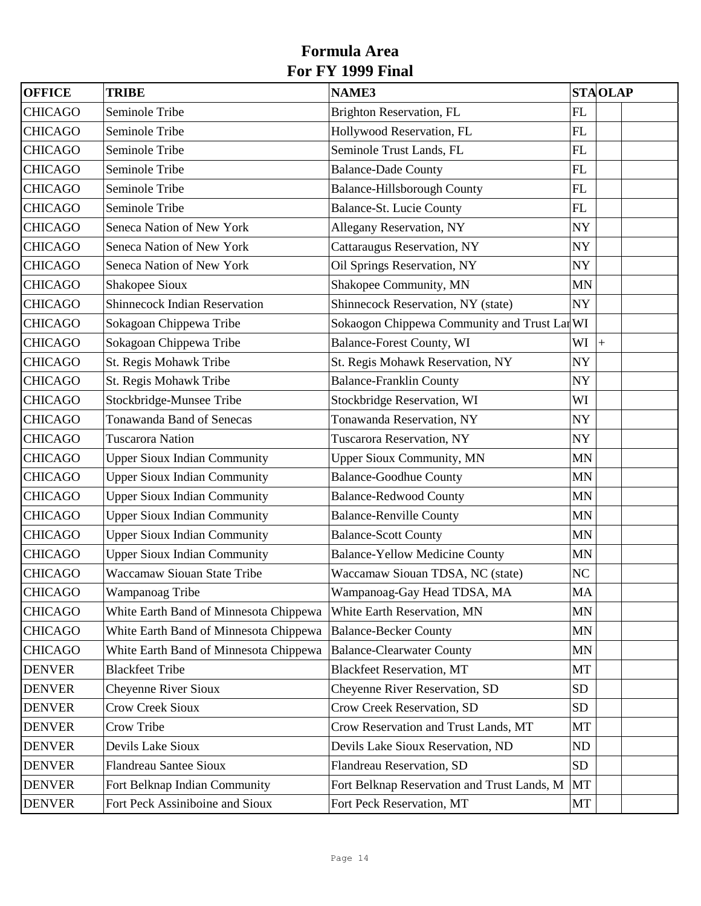# Formula Area
# For FY 1999 Final

| OFFICE | TRIBE | NAME3 | STA | OLAP | |
|---|---|---|---|---|---|
| CHICAGO | Seminole Tribe | Brighton Reservation, FL | FL | | |
| CHICAGO | Seminole Tribe | Hollywood Reservation, FL | FL | | |
| CHICAGO | Seminole Tribe | Seminole Trust Lands, FL | FL | | |
| CHICAGO | Seminole Tribe | Balance-Dade County | FL | | |
| CHICAGO | Seminole Tribe | Balance-Hillsborough County | FL | | |
| CHICAGO | Seminole Tribe | Balance-St. Lucie County | FL | | |
| CHICAGO | Seneca Nation of New York | Allegany Reservation, NY | NY | | |
| CHICAGO | Seneca Nation of New York | Cattaraugus Reservation, NY | NY | | |
| CHICAGO | Seneca Nation of New York | Oil Springs Reservation, NY | NY | | |
| CHICAGO | Shakopee Sioux | Shakopee Community, MN | MN | | |
| CHICAGO | Shinnecock Indian Reservation | Shinnecock Reservation, NY (state) | NY | | |
| CHICAGO | Sokagoan Chippewa Tribe | Sokaogon Chippewa Community and Trust Lar | WI | | |
| CHICAGO | Sokagoan Chippewa Tribe | Balance-Forest County, WI | WI | + | |
| CHICAGO | St. Regis Mohawk Tribe | St. Regis Mohawk Reservation, NY | NY | | |
| CHICAGO | St. Regis Mohawk Tribe | Balance-Franklin County | NY | | |
| CHICAGO | Stockbridge-Munsee Tribe | Stockbridge Reservation, WI | WI | | |
| CHICAGO | Tonawanda Band of Senecas | Tonawanda Reservation, NY | NY | | |
| CHICAGO | Tuscarora Nation | Tuscarora Reservation, NY | NY | | |
| CHICAGO | Upper Sioux Indian Community | Upper Sioux Community, MN | MN | | |
| CHICAGO | Upper Sioux Indian Community | Balance-Goodhue County | MN | | |
| CHICAGO | Upper Sioux Indian Community | Balance-Redwood County | MN | | |
| CHICAGO | Upper Sioux Indian Community | Balance-Renville County | MN | | |
| CHICAGO | Upper Sioux Indian Community | Balance-Scott County | MN | | |
| CHICAGO | Upper Sioux Indian Community | Balance-Yellow Medicine County | MN | | |
| CHICAGO | Waccamaw Siouan State Tribe | Waccamaw Siouan TDSA, NC (state) | NC | | |
| CHICAGO | Wampanoag Tribe | Wampanoag-Gay Head TDSA, MA | MA | | |
| CHICAGO | White Earth Band of Minnesota Chippewa | White Earth Reservation, MN | MN | | |
| CHICAGO | White Earth Band of Minnesota Chippewa | Balance-Becker County | MN | | |
| CHICAGO | White Earth Band of Minnesota Chippewa | Balance-Clearwater County | MN | | |
| DENVER | Blackfeet Tribe | Blackfeet Reservation, MT | MT | | |
| DENVER | Cheyenne River Sioux | Cheyenne River Reservation, SD | SD | | |
| DENVER | Crow Creek Sioux | Crow Creek Reservation, SD | SD | | |
| DENVER | Crow Tribe | Crow Reservation and Trust Lands, MT | MT | | |
| DENVER | Devils Lake Sioux | Devils Lake Sioux Reservation, ND | ND | | |
| DENVER | Flandreau Santee Sioux | Flandreau Reservation, SD | SD | | |
| DENVER | Fort Belknap Indian Community | Fort Belknap Reservation and Trust Lands, M | MT | | |
| DENVER | Fort Peck Assiniboine and Sioux | Fort Peck Reservation, MT | MT | | |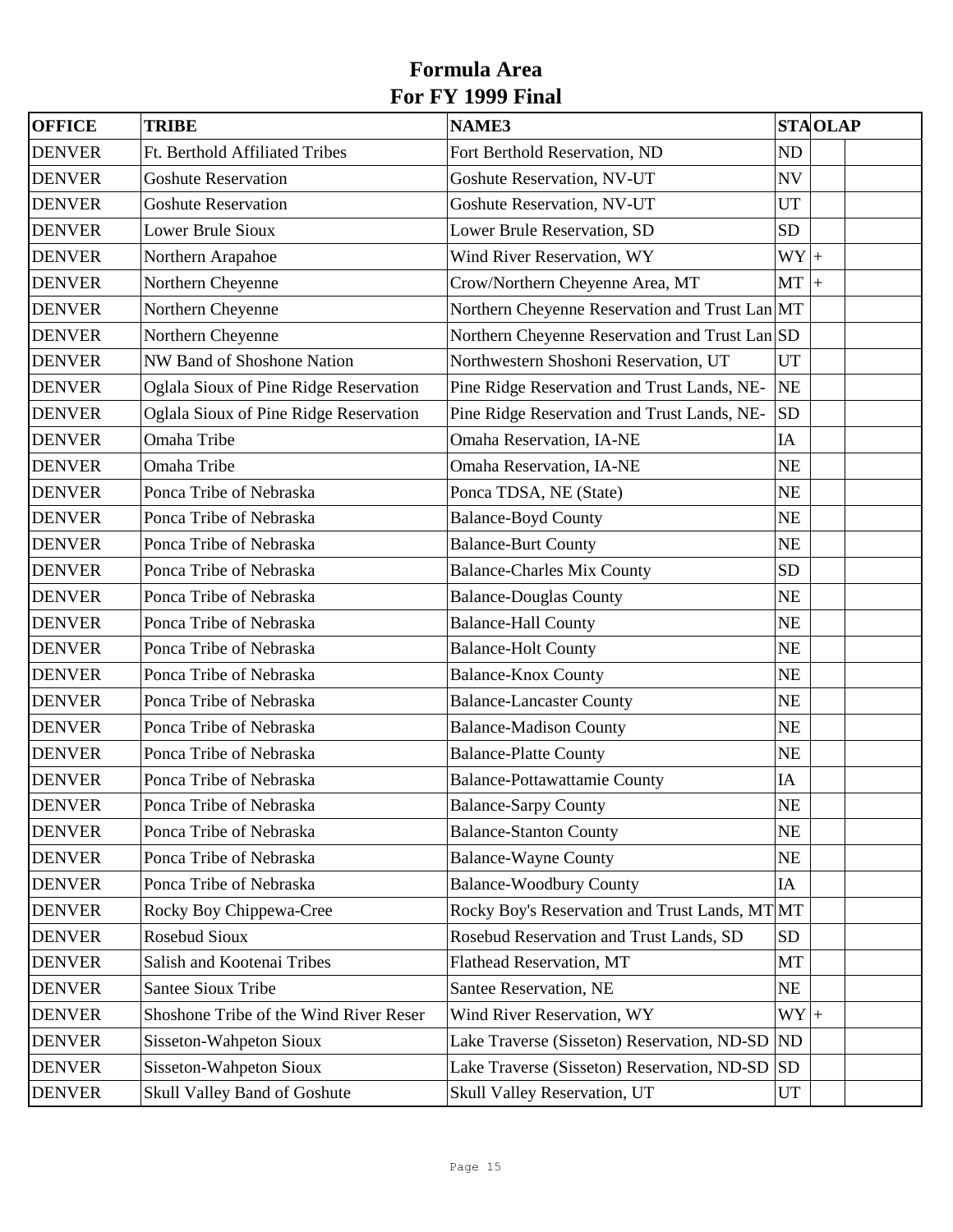# Formula Area
# For FY 1999 Final

| OFFICE | TRIBE | NAME3 | STA | OLAP | |
|---|---|---|---|---|---|
| DENVER | Ft. Berthold Affiliated Tribes | Fort Berthold Reservation, ND | ND | | |
| DENVER | Goshute Reservation | Goshute Reservation, NV-UT | NV | | |
| DENVER | Goshute Reservation | Goshute Reservation, NV-UT | UT | | |
| DENVER | Lower Brule Sioux | Lower Brule Reservation, SD | SD | | |
| DENVER | Northern Arapahoe | Wind River Reservation, WY | WY | + | |
| DENVER | Northern Cheyenne | Crow/Northern Cheyenne Area, MT | MT | + | |
| DENVER | Northern Cheyenne | Northern Cheyenne Reservation and Trust Lan | MT | | |
| DENVER | Northern Cheyenne | Northern Cheyenne Reservation and Trust Lan | SD | | |
| DENVER | NW Band of Shoshone Nation | Northwestern Shoshoni Reservation, UT | UT | | |
| DENVER | Oglala Sioux of Pine Ridge Reservation | Pine Ridge Reservation and Trust Lands, NE- | NE | | |
| DENVER | Oglala Sioux of Pine Ridge Reservation | Pine Ridge Reservation and Trust Lands, NE- | SD | | |
| DENVER | Omaha Tribe | Omaha Reservation, IA-NE | IA | | |
| DENVER | Omaha Tribe | Omaha Reservation, IA-NE | NE | | |
| DENVER | Ponca Tribe of Nebraska | Ponca TDSA, NE (State) | NE | | |
| DENVER | Ponca Tribe of Nebraska | Balance-Boyd County | NE | | |
| DENVER | Ponca Tribe of Nebraska | Balance-Burt County | NE | | |
| DENVER | Ponca Tribe of Nebraska | Balance-Charles Mix County | SD | | |
| DENVER | Ponca Tribe of Nebraska | Balance-Douglas County | NE | | |
| DENVER | Ponca Tribe of Nebraska | Balance-Hall County | NE | | |
| DENVER | Ponca Tribe of Nebraska | Balance-Holt County | NE | | |
| DENVER | Ponca Tribe of Nebraska | Balance-Knox County | NE | | |
| DENVER | Ponca Tribe of Nebraska | Balance-Lancaster County | NE | | |
| DENVER | Ponca Tribe of Nebraska | Balance-Madison County | NE | | |
| DENVER | Ponca Tribe of Nebraska | Balance-Platte County | NE | | |
| DENVER | Ponca Tribe of Nebraska | Balance-Pottawattamie County | IA | | |
| DENVER | Ponca Tribe of Nebraska | Balance-Sarpy County | NE | | |
| DENVER | Ponca Tribe of Nebraska | Balance-Stanton County | NE | | |
| DENVER | Ponca Tribe of Nebraska | Balance-Wayne County | NE | | |
| DENVER | Ponca Tribe of Nebraska | Balance-Woodbury County | IA | | |
| DENVER | Rocky Boy Chippewa-Cree | Rocky Boy's Reservation and Trust Lands, MT | MT | | |
| DENVER | Rosebud Sioux | Rosebud Reservation and Trust Lands, SD | SD | | |
| DENVER | Salish and Kootenai Tribes | Flathead Reservation, MT | MT | | |
| DENVER | Santee Sioux Tribe | Santee Reservation, NE | NE | | |
| DENVER | Shoshone Tribe of the Wind River Reser | Wind River Reservation, WY | WY | + | |
| DENVER | Sisseton-Wahpeton Sioux | Lake Traverse (Sisseton) Reservation, ND-SD | ND | | |
| DENVER | Sisseton-Wahpeton Sioux | Lake Traverse (Sisseton) Reservation, ND-SD | SD | | |
| DENVER | Skull Valley Band of Goshute | Skull Valley Reservation, UT | UT | | |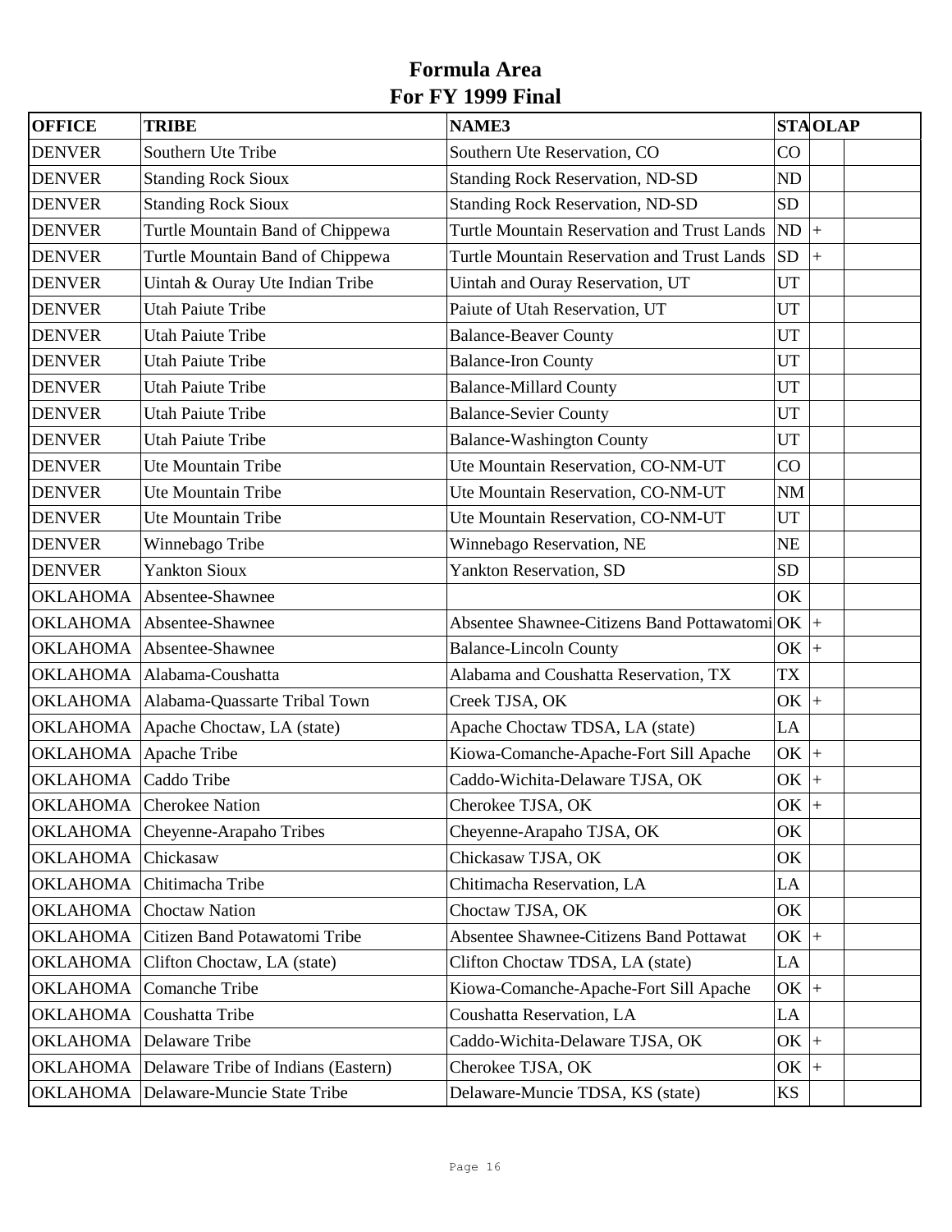# Formula Area
# For FY 1999 Final

| OFFICE | TRIBE | NAME3 | STA | OLAP | |
|---|---|---|---|---|---|
| DENVER | Southern Ute Tribe | Southern Ute Reservation, CO | CO | | |
| DENVER | Standing Rock Sioux | Standing Rock Reservation, ND-SD | ND | | |
| DENVER | Standing Rock Sioux | Standing Rock Reservation, ND-SD | SD | | |
| DENVER | Turtle Mountain Band of Chippewa | Turtle Mountain Reservation and Trust Lands | ND | + | |
| DENVER | Turtle Mountain Band of Chippewa | Turtle Mountain Reservation and Trust Lands | SD | + | |
| DENVER | Uintah & Ouray Ute Indian Tribe | Uintah and Ouray Reservation, UT | UT | | |
| DENVER | Utah Paiute Tribe | Paiute of Utah Reservation, UT | UT | | |
| DENVER | Utah Paiute Tribe | Balance-Beaver County | UT | | |
| DENVER | Utah Paiute Tribe | Balance-Iron County | UT | | |
| DENVER | Utah Paiute Tribe | Balance-Millard County | UT | | |
| DENVER | Utah Paiute Tribe | Balance-Sevier County | UT | | |
| DENVER | Utah Paiute Tribe | Balance-Washington County | UT | | |
| DENVER | Ute Mountain Tribe | Ute Mountain Reservation, CO-NM-UT | CO | | |
| DENVER | Ute Mountain Tribe | Ute Mountain Reservation, CO-NM-UT | NM | | |
| DENVER | Ute Mountain Tribe | Ute Mountain Reservation, CO-NM-UT | UT | | |
| DENVER | Winnebago Tribe | Winnebago Reservation, NE | NE | | |
| DENVER | Yankton Sioux | Yankton Reservation, SD | SD | | |
| OKLAHOMA | Absentee-Shawnee | | OK | | |
| OKLAHOMA | Absentee-Shawnee | Absentee Shawnee-Citizens Band Pottawatomi | OK | + | |
| OKLAHOMA | Absentee-Shawnee | Balance-Lincoln County | OK | + | |
| OKLAHOMA | Alabama-Coushatta | Alabama and Coushatta Reservation, TX | TX | | |
| OKLAHOMA | Alabama-Quassarte Tribal Town | Creek TJSA, OK | OK | + | |
| OKLAHOMA | Apache Choctaw, LA (state) | Apache Choctaw TDSA, LA (state) | LA | | |
| OKLAHOMA | Apache Tribe | Kiowa-Comanche-Apache-Fort Sill Apache | OK | + | |
| OKLAHOMA | Caddo Tribe | Caddo-Wichita-Delaware TJSA, OK | OK | + | |
| OKLAHOMA | Cherokee Nation | Cherokee TJSA, OK | OK | + | |
| OKLAHOMA | Cheyenne-Arapaho Tribes | Cheyenne-Arapaho TJSA, OK | OK | | |
| OKLAHOMA | Chickasaw | Chickasaw TJSA, OK | OK | | |
| OKLAHOMA | Chitimacha Tribe | Chitimacha Reservation, LA | LA | | |
| OKLAHOMA | Choctaw Nation | Choctaw TJSA, OK | OK | | |
| OKLAHOMA | Citizen Band Potawatomi Tribe | Absentee Shawnee-Citizens Band Pottawat | OK | + | |
| OKLAHOMA | Clifton Choctaw, LA (state) | Clifton Choctaw TDSA, LA (state) | LA | | |
| OKLAHOMA | Comanche Tribe | Kiowa-Comanche-Apache-Fort Sill Apache | OK | + | |
| OKLAHOMA | Coushatta Tribe | Coushatta Reservation, LA | LA | | |
| OKLAHOMA | Delaware Tribe | Caddo-Wichita-Delaware TJSA, OK | OK | + | |
| OKLAHOMA | Delaware Tribe of Indians (Eastern) | Cherokee TJSA, OK | OK | + | |
| OKLAHOMA | Delaware-Muncie State Tribe | Delaware-Muncie TDSA, KS (state) | KS | | |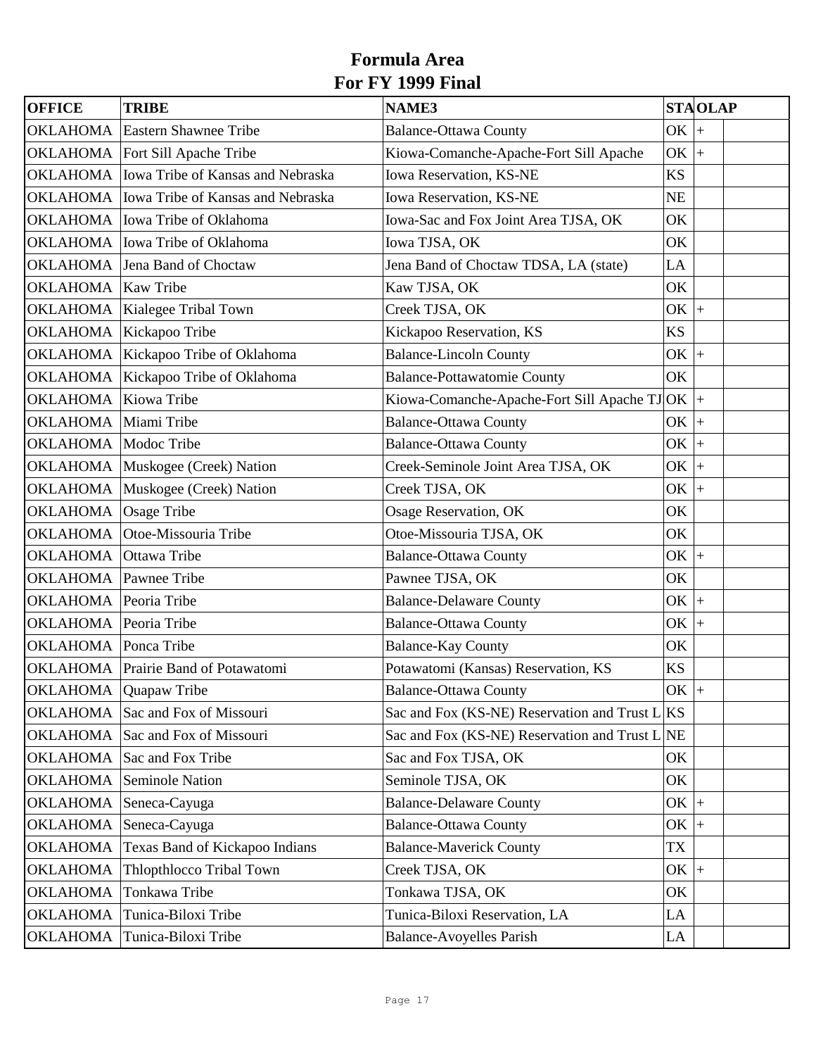# Formula Area
# For FY 1999 Final

| OFFICE | TRIBE | NAME3 | STA | OLAP |
|---|---|---|---|---|
| OKLAHOMA | Eastern Shawnee Tribe | Balance-Ottawa County | OK | + |
| OKLAHOMA | Fort Sill Apache Tribe | Kiowa-Comanche-Apache-Fort Sill Apache | OK | + |
| OKLAHOMA | Iowa Tribe of Kansas and Nebraska | Iowa Reservation, KS-NE | KS | |
| OKLAHOMA | Iowa Tribe of Kansas and Nebraska | Iowa Reservation, KS-NE | NE | |
| OKLAHOMA | Iowa Tribe of Oklahoma | Iowa-Sac and Fox Joint Area TJSA, OK | OK | |
| OKLAHOMA | Iowa Tribe of Oklahoma | Iowa TJSA, OK | OK | |
| OKLAHOMA | Jena Band of Choctaw | Jena Band of Choctaw TDSA, LA (state) | LA | |
| OKLAHOMA | Kaw Tribe | Kaw TJSA, OK | OK | |
| OKLAHOMA | Kialegee Tribal Town | Creek TJSA, OK | OK | + |
| OKLAHOMA | Kickapoo Tribe | Kickapoo Reservation, KS | KS | |
| OKLAHOMA | Kickapoo Tribe of Oklahoma | Balance-Lincoln County | OK | + |
| OKLAHOMA | Kickapoo Tribe of Oklahoma | Balance-Pottawatomie County | OK | |
| OKLAHOMA | Kiowa Tribe | Kiowa-Comanche-Apache-Fort Sill Apache TJ | OK | + |
| OKLAHOMA | Miami Tribe | Balance-Ottawa County | OK | + |
| OKLAHOMA | Modoc Tribe | Balance-Ottawa County | OK | + |
| OKLAHOMA | Muskogee (Creek) Nation | Creek-Seminole Joint Area TJSA, OK | OK | + |
| OKLAHOMA | Muskogee (Creek) Nation | Creek TJSA, OK | OK | + |
| OKLAHOMA | Osage Tribe | Osage Reservation, OK | OK | |
| OKLAHOMA | Otoe-Missouria Tribe | Otoe-Missouria TJSA, OK | OK | |
| OKLAHOMA | Ottawa Tribe | Balance-Ottawa County | OK | + |
| OKLAHOMA | Pawnee Tribe | Pawnee TJSA, OK | OK | |
| OKLAHOMA | Peoria Tribe | Balance-Delaware County | OK | + |
| OKLAHOMA | Peoria Tribe | Balance-Ottawa County | OK | + |
| OKLAHOMA | Ponca Tribe | Balance-Kay County | OK | |
| OKLAHOMA | Prairie Band of Potawatomi | Potawatomi (Kansas) Reservation, KS | KS | |
| OKLAHOMA | Quapaw Tribe | Balance-Ottawa County | OK | + |
| OKLAHOMA | Sac and Fox of Missouri | Sac and Fox (KS-NE) Reservation and Trust L | KS | |
| OKLAHOMA | Sac and Fox of Missouri | Sac and Fox (KS-NE) Reservation and Trust L | NE | |
| OKLAHOMA | Sac and Fox Tribe | Sac and Fox TJSA, OK | OK | |
| OKLAHOMA | Seminole Nation | Seminole TJSA, OK | OK | |
| OKLAHOMA | Seneca-Cayuga | Balance-Delaware County | OK | + |
| OKLAHOMA | Seneca-Cayuga | Balance-Ottawa County | OK | + |
| OKLAHOMA | Texas Band of Kickapoo Indians | Balance-Maverick County | TX | |
| OKLAHOMA | Thlopthlocco Tribal Town | Creek TJSA, OK | OK | + |
| OKLAHOMA | Tonkawa Tribe | Tonkawa TJSA, OK | OK | |
| OKLAHOMA | Tunica-Biloxi Tribe | Tunica-Biloxi Reservation, LA | LA | |
| OKLAHOMA | Tunica-Biloxi Tribe | Balance-Avoyelles Parish | LA | |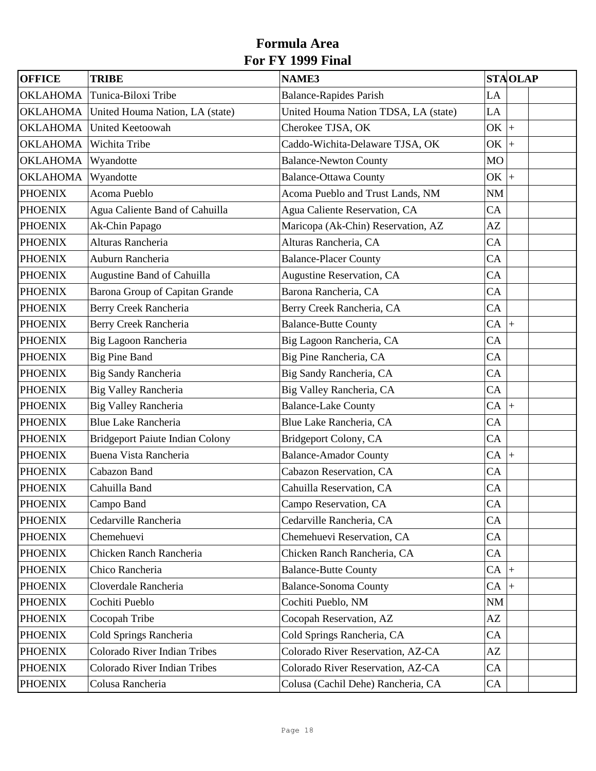# Formula Area
# For FY 1999 Final

| OFFICE | TRIBE | NAME3 | STA | OLAP | |
|---|---|---|---|---|---|
| OKLAHOMA | Tunica-Biloxi Tribe | Balance-Rapides Parish | LA | | |
| OKLAHOMA | United Houma Nation, LA (state) | United Houma Nation TDSA, LA (state) | LA | | |
| OKLAHOMA | United Keetoowah | Cherokee TJSA, OK | OK | + | |
| OKLAHOMA | Wichita Tribe | Caddo-Wichita-Delaware TJSA, OK | OK | + | |
| OKLAHOMA | Wyandotte | Balance-Newton County | MO | | |
| OKLAHOMA | Wyandotte | Balance-Ottawa County | OK | + | |
| PHOENIX | Acoma Pueblo | Acoma Pueblo and Trust Lands, NM | NM | | |
| PHOENIX | Agua Caliente Band of Cahuilla | Agua Caliente Reservation, CA | CA | | |
| PHOENIX | Ak-Chin Papago | Maricopa (Ak-Chin) Reservation, AZ | AZ | | |
| PHOENIX | Alturas Rancheria | Alturas Rancheria, CA | CA | | |
| PHOENIX | Auburn Rancheria | Balance-Placer County | CA | | |
| PHOENIX | Augustine Band of Cahuilla | Augustine Reservation, CA | CA | | |
| PHOENIX | Barona Group of Capitan Grande | Barona Rancheria, CA | CA | | |
| PHOENIX | Berry Creek Rancheria | Berry Creek Rancheria, CA | CA | | |
| PHOENIX | Berry Creek Rancheria | Balance-Butte County | CA | + | |
| PHOENIX | Big Lagoon Rancheria | Big Lagoon Rancheria, CA | CA | | |
| PHOENIX | Big Pine Band | Big Pine Rancheria, CA | CA | | |
| PHOENIX | Big Sandy Rancheria | Big Sandy Rancheria, CA | CA | | |
| PHOENIX | Big Valley Rancheria | Big Valley Rancheria, CA | CA | | |
| PHOENIX | Big Valley Rancheria | Balance-Lake County | CA | + | |
| PHOENIX | Blue Lake Rancheria | Blue Lake Rancheria, CA | CA | | |
| PHOENIX | Bridgeport Paiute Indian Colony | Bridgeport Colony, CA | CA | | |
| PHOENIX | Buena Vista Rancheria | Balance-Amador County | CA | + | |
| PHOENIX | Cabazon Band | Cabazon Reservation, CA | CA | | |
| PHOENIX | Cahuilla Band | Cahuilla Reservation, CA | CA | | |
| PHOENIX | Campo Band | Campo Reservation, CA | CA | | |
| PHOENIX | Cedarville Rancheria | Cedarville Rancheria, CA | CA | | |
| PHOENIX | Chemehuevi | Chemehuevi Reservation, CA | CA | | |
| PHOENIX | Chicken Ranch Rancheria | Chicken Ranch Rancheria, CA | CA | | |
| PHOENIX | Chico Rancheria | Balance-Butte County | CA | + | |
| PHOENIX | Cloverdale Rancheria | Balance-Sonoma County | CA | + | |
| PHOENIX | Cochiti Pueblo | Cochiti Pueblo, NM | NM | | |
| PHOENIX | Cocopah Tribe | Cocopah Reservation, AZ | AZ | | |
| PHOENIX | Cold Springs Rancheria | Cold Springs Rancheria, CA | CA | | |
| PHOENIX | Colorado River Indian Tribes | Colorado River Reservation, AZ-CA | AZ | | |
| PHOENIX | Colorado River Indian Tribes | Colorado River Reservation, AZ-CA | CA | | |
| PHOENIX | Colusa Rancheria | Colusa (Cachil Dehe) Rancheria, CA | CA | | |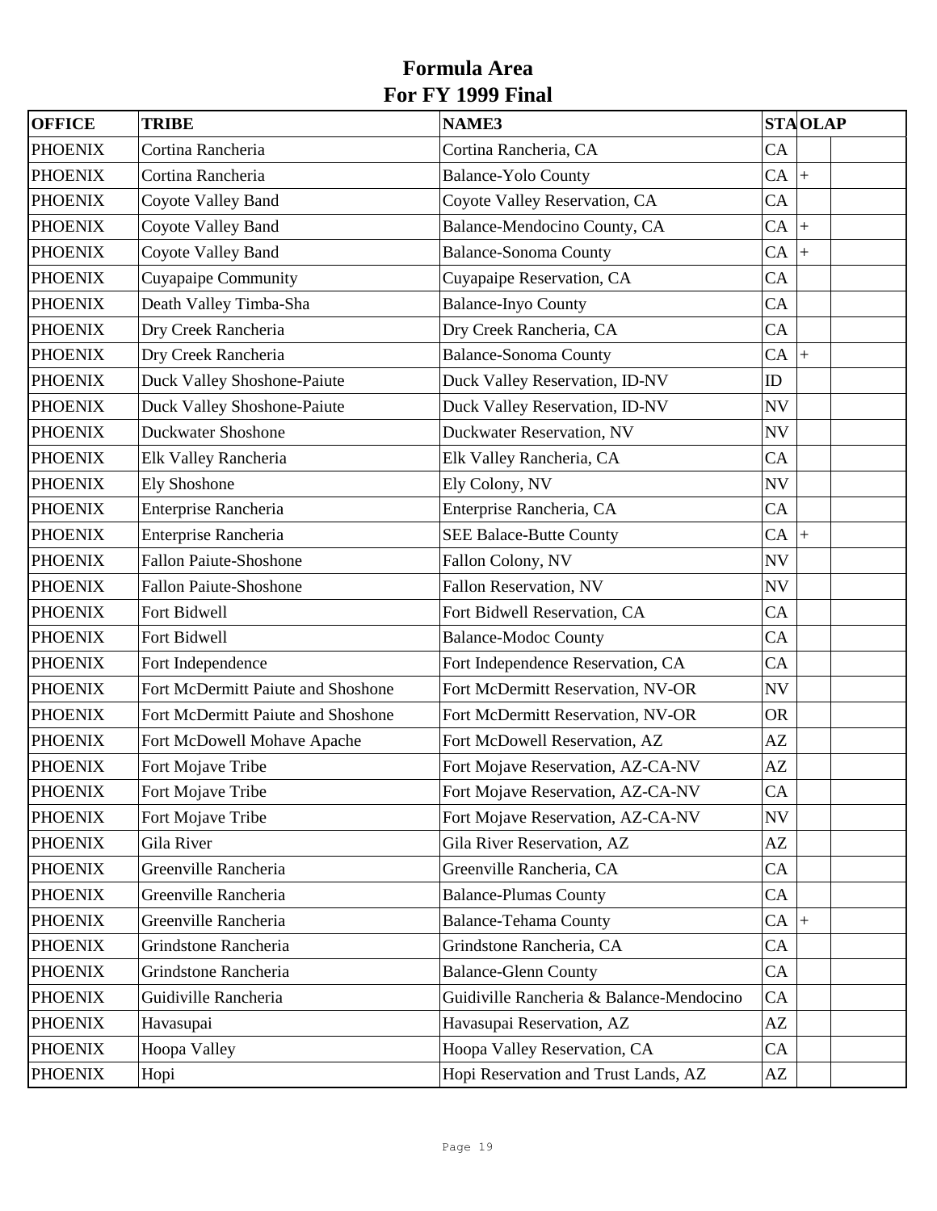# Formula Area
## For FY 1999 Final

| OFFICE | TRIBE | NAME3 | STA | OLAP | |
|---|---|---|---|---|---|
| PHOENIX | Cortina Rancheria | Cortina Rancheria, CA | CA | | |
| PHOENIX | Cortina Rancheria | Balance-Yolo County | CA | + | |
| PHOENIX | Coyote Valley Band | Coyote Valley Reservation, CA | CA | | |
| PHOENIX | Coyote Valley Band | Balance-Mendocino County, CA | CA | + | |
| PHOENIX | Coyote Valley Band | Balance-Sonoma County | CA | + | |
| PHOENIX | Cuyapaipe Community | Cuyapaipe Reservation, CA | CA | | |
| PHOENIX | Death Valley Timba-Sha | Balance-Inyo County | CA | | |
| PHOENIX | Dry Creek Rancheria | Dry Creek Rancheria, CA | CA | | |
| PHOENIX | Dry Creek Rancheria | Balance-Sonoma County | CA | + | |
| PHOENIX | Duck Valley Shoshone-Paiute | Duck Valley Reservation, ID-NV | ID | | |
| PHOENIX | Duck Valley Shoshone-Paiute | Duck Valley Reservation, ID-NV | NV | | |
| PHOENIX | Duckwater Shoshone | Duckwater Reservation, NV | NV | | |
| PHOENIX | Elk Valley Rancheria | Elk Valley Rancheria, CA | CA | | |
| PHOENIX | Ely Shoshone | Ely Colony, NV | NV | | |
| PHOENIX | Enterprise Rancheria | Enterprise Rancheria, CA | CA | | |
| PHOENIX | Enterprise Rancheria | SEE Balace-Butte County | CA | + | |
| PHOENIX | Fallon Paiute-Shoshone | Fallon Colony, NV | NV | | |
| PHOENIX | Fallon Paiute-Shoshone | Fallon Reservation, NV | NV | | |
| PHOENIX | Fort Bidwell | Fort Bidwell Reservation, CA | CA | | |
| PHOENIX | Fort Bidwell | Balance-Modoc County | CA | | |
| PHOENIX | Fort Independence | Fort Independence Reservation, CA | CA | | |
| PHOENIX | Fort McDermitt Paiute and Shoshone | Fort McDermitt Reservation, NV-OR | NV | | |
| PHOENIX | Fort McDermitt Paiute and Shoshone | Fort McDermitt Reservation, NV-OR | OR | | |
| PHOENIX | Fort McDowell Mohave Apache | Fort McDowell Reservation, AZ | AZ | | |
| PHOENIX | Fort Mojave Tribe | Fort Mojave Reservation, AZ-CA-NV | AZ | | |
| PHOENIX | Fort Mojave Tribe | Fort Mojave Reservation, AZ-CA-NV | CA | | |
| PHOENIX | Fort Mojave Tribe | Fort Mojave Reservation, AZ-CA-NV | NV | | |
| PHOENIX | Gila River | Gila River Reservation, AZ | AZ | | |
| PHOENIX | Greenville Rancheria | Greenville Rancheria, CA | CA | | |
| PHOENIX | Greenville Rancheria | Balance-Plumas County | CA | | |
| PHOENIX | Greenville Rancheria | Balance-Tehama County | CA | + | |
| PHOENIX | Grindstone Rancheria | Grindstone Rancheria, CA | CA | | |
| PHOENIX | Grindstone Rancheria | Balance-Glenn County | CA | | |
| PHOENIX | Guidiville Rancheria | Guidiville Rancheria & Balance-Mendocino | CA | | |
| PHOENIX | Havasupai | Havasupai Reservation, AZ | AZ | | |
| PHOENIX | Hoopa Valley | Hoopa Valley Reservation, CA | CA | | |
| PHOENIX | Hopi | Hopi Reservation and Trust Lands, AZ | AZ | | |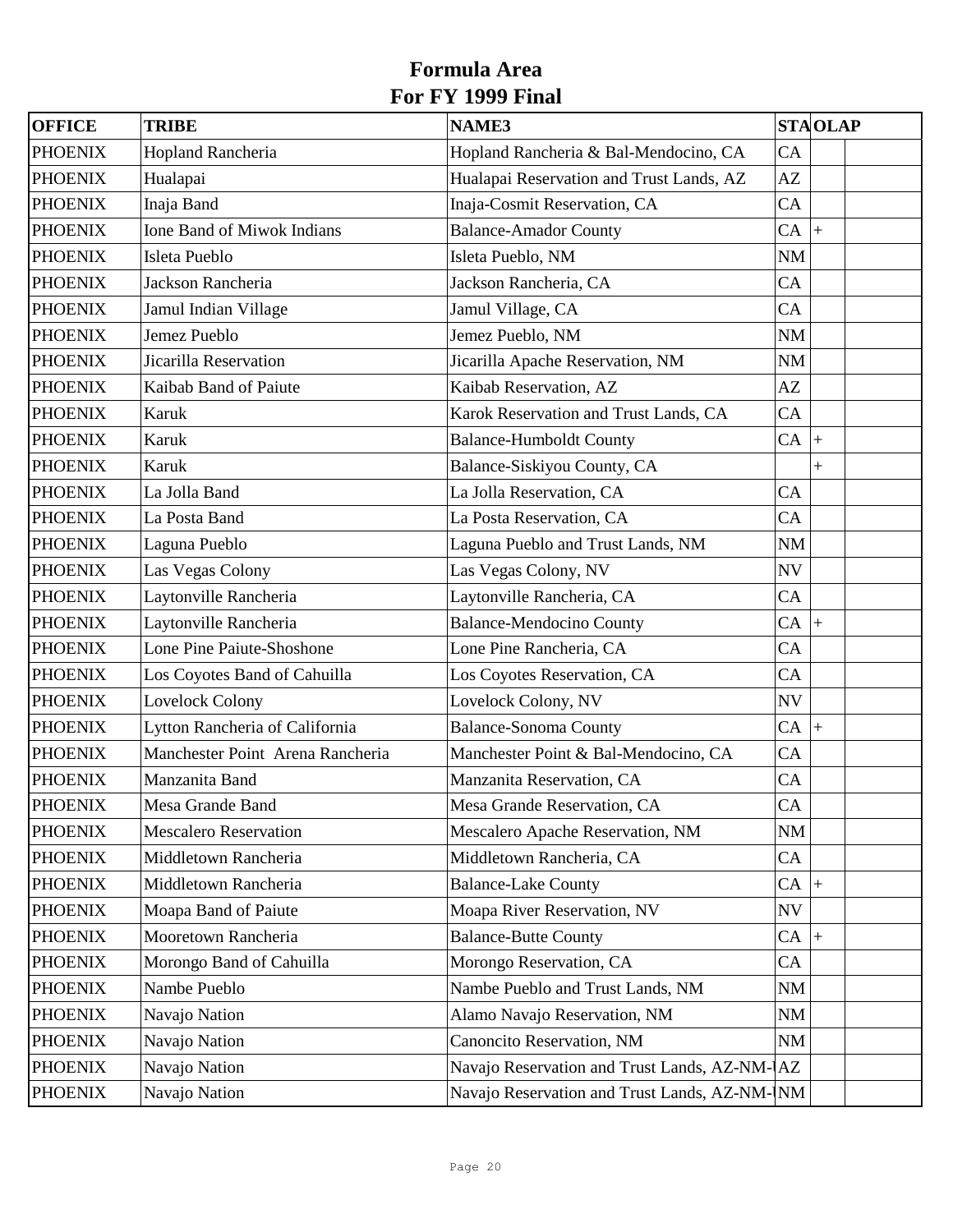# Formula Area
# For FY 1999 Final

| OFFICE | TRIBE | NAME3 | STA | OLAP | |
|---|---|---|---|---|---|
| PHOENIX | Hopland Rancheria | Hopland Rancheria & Bal-Mendocino, CA | CA | | |
| PHOENIX | Hualapai | Hualapai Reservation and Trust Lands, AZ | AZ | | |
| PHOENIX | Inaja Band | Inaja-Cosmit Reservation, CA | CA | | |
| PHOENIX | Ione Band of Miwok Indians | Balance-Amador County | CA | + | |
| PHOENIX | Isleta Pueblo | Isleta Pueblo, NM | NM | | |
| PHOENIX | Jackson Rancheria | Jackson Rancheria, CA | CA | | |
| PHOENIX | Jamul Indian Village | Jamul Village, CA | CA | | |
| PHOENIX | Jemez Pueblo | Jemez Pueblo, NM | NM | | |
| PHOENIX | Jicarilla Reservation | Jicarilla Apache Reservation, NM | NM | | |
| PHOENIX | Kaibab Band of Paiute | Kaibab Reservation, AZ | AZ | | |
| PHOENIX | Karuk | Karok Reservation and Trust Lands, CA | CA | | |
| PHOENIX | Karuk | Balance-Humboldt County | CA | + | |
| PHOENIX | Karuk | Balance-Siskiyou County, CA | | + | |
| PHOENIX | La Jolla Band | La Jolla Reservation, CA | CA | | |
| PHOENIX | La Posta Band | La Posta Reservation, CA | CA | | |
| PHOENIX | Laguna Pueblo | Laguna Pueblo and Trust Lands, NM | NM | | |
| PHOENIX | Las Vegas Colony | Las Vegas Colony, NV | NV | | |
| PHOENIX | Laytonville Rancheria | Laytonville Rancheria, CA | CA | | |
| PHOENIX | Laytonville Rancheria | Balance-Mendocino County | CA | + | |
| PHOENIX | Lone Pine Paiute-Shoshone | Lone Pine Rancheria, CA | CA | | |
| PHOENIX | Los Coyotes Band of Cahuilla | Los Coyotes Reservation, CA | CA | | |
| PHOENIX | Lovelock Colony | Lovelock Colony, NV | NV | | |
| PHOENIX | Lytton Rancheria of California | Balance-Sonoma County | CA | + | |
| PHOENIX | Manchester Point Arena Rancheria | Manchester Point & Bal-Mendocino, CA | CA | | |
| PHOENIX | Manzanita Band | Manzanita Reservation, CA | CA | | |
| PHOENIX | Mesa Grande Band | Mesa Grande Reservation, CA | CA | | |
| PHOENIX | Mescalero Reservation | Mescalero Apache Reservation, NM | NM | | |
| PHOENIX | Middletown Rancheria | Middletown Rancheria, CA | CA | | |
| PHOENIX | Middletown Rancheria | Balance-Lake County | CA | + | |
| PHOENIX | Moapa Band of Paiute | Moapa River Reservation, NV | NV | | |
| PHOENIX | Mooretown Rancheria | Balance-Butte County | CA | + | |
| PHOENIX | Morongo Band of Cahuilla | Morongo Reservation, CA | CA | | |
| PHOENIX | Nambe Pueblo | Nambe Pueblo and Trust Lands, NM | NM | | |
| PHOENIX | Navajo Nation | Alamo Navajo Reservation, NM | NM | | |
| PHOENIX | Navajo Nation | Canoncito Reservation, NM | NM | | |
| PHOENIX | Navajo Nation | Navajo Reservation and Trust Lands, AZ-NM-U | AZ | | |
| PHOENIX | Navajo Nation | Navajo Reservation and Trust Lands, AZ-NM-U | NM | | |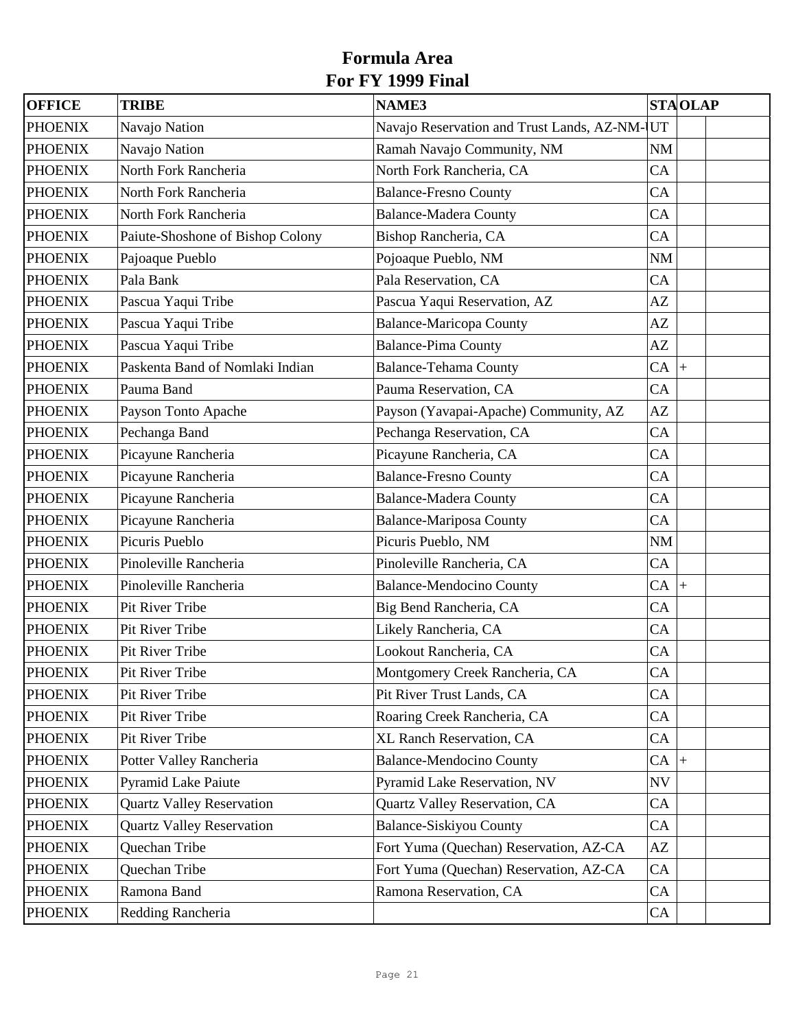# Formula Area
# For FY 1999 Final

| OFFICE | TRIBE | NAME3 | STA | OLAP | |
|---|---|---|---|---|---|
| PHOENIX | Navajo Nation | Navajo Reservation and Trust Lands, AZ-NM-UT | UT | | |
| PHOENIX | Navajo Nation | Ramah Navajo Community, NM | NM | | |
| PHOENIX | North Fork Rancheria | North Fork Rancheria, CA | CA | | |
| PHOENIX | North Fork Rancheria | Balance-Fresno County | CA | | |
| PHOENIX | North Fork Rancheria | Balance-Madera County | CA | | |
| PHOENIX | Paiute-Shoshone of Bishop Colony | Bishop Rancheria, CA | CA | | |
| PHOENIX | Pajoaque Pueblo | Pojoaque Pueblo, NM | NM | | |
| PHOENIX | Pala Bank | Pala Reservation, CA | CA | | |
| PHOENIX | Pascua Yaqui Tribe | Pascua Yaqui Reservation, AZ | AZ | | |
| PHOENIX | Pascua Yaqui Tribe | Balance-Maricopa County | AZ | | |
| PHOENIX | Pascua Yaqui Tribe | Balance-Pima County | AZ | | |
| PHOENIX | Paskenta Band of Nomlaki Indian | Balance-Tehama County | CA | + | |
| PHOENIX | Pauma Band | Pauma Reservation, CA | CA | | |
| PHOENIX | Payson Tonto Apache | Payson (Yavapai-Apache) Community, AZ | AZ | | |
| PHOENIX | Pechanga Band | Pechanga Reservation, CA | CA | | |
| PHOENIX | Picayune Rancheria | Picayune Rancheria, CA | CA | | |
| PHOENIX | Picayune Rancheria | Balance-Fresno County | CA | | |
| PHOENIX | Picayune Rancheria | Balance-Madera County | CA | | |
| PHOENIX | Picayune Rancheria | Balance-Mariposa County | CA | | |
| PHOENIX | Picuris Pueblo | Picuris Pueblo, NM | NM | | |
| PHOENIX | Pinoleville Rancheria | Pinoleville Rancheria, CA | CA | | |
| PHOENIX | Pinoleville Rancheria | Balance-Mendocino County | CA | + | |
| PHOENIX | Pit River Tribe | Big Bend Rancheria, CA | CA | | |
| PHOENIX | Pit River Tribe | Likely Rancheria, CA | CA | | |
| PHOENIX | Pit River Tribe | Lookout Rancheria, CA | CA | | |
| PHOENIX | Pit River Tribe | Montgomery Creek Rancheria, CA | CA | | |
| PHOENIX | Pit River Tribe | Pit River Trust Lands, CA | CA | | |
| PHOENIX | Pit River Tribe | Roaring Creek Rancheria, CA | CA | | |
| PHOENIX | Pit River Tribe | XL Ranch Reservation, CA | CA | | |
| PHOENIX | Potter Valley Rancheria | Balance-Mendocino County | CA | + | |
| PHOENIX | Pyramid Lake Paiute | Pyramid Lake Reservation, NV | NV | | |
| PHOENIX | Quartz Valley Reservation | Quartz Valley Reservation, CA | CA | | |
| PHOENIX | Quartz Valley Reservation | Balance-Siskiyou County | CA | | |
| PHOENIX | Quechan Tribe | Fort Yuma (Quechan) Reservation, AZ-CA | AZ | | |
| PHOENIX | Quechan Tribe | Fort Yuma (Quechan) Reservation, AZ-CA | CA | | |
| PHOENIX | Ramona Band | Ramona Reservation, CA | CA | | |
| PHOENIX | Redding Rancheria | | CA | | |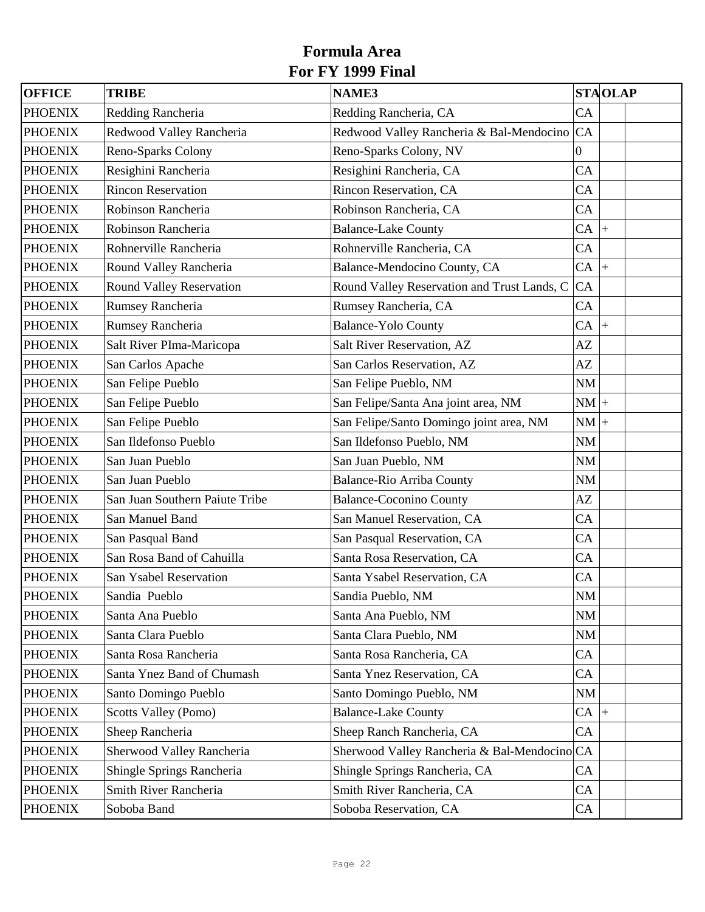# Formula Area
# For FY 1999 Final

| OFFICE | TRIBE | NAME3 | STA | OLAP | |
|---|---|---|---|---|---|
| PHOENIX | Redding Rancheria | Redding Rancheria, CA | CA | | |
| PHOENIX | Redwood Valley Rancheria | Redwood Valley Rancheria & Bal-Mendocino | CA | | |
| PHOENIX | Reno-Sparks Colony | Reno-Sparks Colony, NV | 0 | | |
| PHOENIX | Resighini Rancheria | Resighini Rancheria, CA | CA | | |
| PHOENIX | Rincon Reservation | Rincon Reservation, CA | CA | | |
| PHOENIX | Robinson Rancheria | Robinson Rancheria, CA | CA | | |
| PHOENIX | Robinson Rancheria | Balance-Lake County | CA | + | |
| PHOENIX | Rohnerville Rancheria | Rohnerville Rancheria, CA | CA | | |
| PHOENIX | Round Valley Rancheria | Balance-Mendocino County, CA | CA | + | |
| PHOENIX | Round Valley Reservation | Round Valley Reservation and Trust Lands, C | CA | | |
| PHOENIX | Rumsey Rancheria | Rumsey Rancheria, CA | CA | | |
| PHOENIX | Rumsey Rancheria | Balance-Yolo County | CA | + | |
| PHOENIX | Salt River PIma-Maricopa | Salt River Reservation, AZ | AZ | | |
| PHOENIX | San Carlos Apache | San Carlos Reservation, AZ | AZ | | |
| PHOENIX | San Felipe Pueblo | San Felipe Pueblo, NM | NM | | |
| PHOENIX | San Felipe Pueblo | San Felipe/Santa Ana joint area, NM | NM | + | |
| PHOENIX | San Felipe Pueblo | San Felipe/Santo Domingo joint area, NM | NM | + | |
| PHOENIX | San Ildefonso Pueblo | San Ildefonso Pueblo, NM | NM | | |
| PHOENIX | San Juan Pueblo | San Juan Pueblo, NM | NM | | |
| PHOENIX | San Juan Pueblo | Balance-Rio Arriba County | NM | | |
| PHOENIX | San Juan Southern Paiute Tribe | Balance-Coconino County | AZ | | |
| PHOENIX | San Manuel Band | San Manuel Reservation, CA | CA | | |
| PHOENIX | San Pasqual Band | San Pasqual Reservation, CA | CA | | |
| PHOENIX | San Rosa Band of Cahuilla | Santa Rosa Reservation, CA | CA | | |
| PHOENIX | San Ysabel Reservation | Santa Ysabel Reservation, CA | CA | | |
| PHOENIX | Sandia Pueblo | Sandia Pueblo, NM | NM | | |
| PHOENIX | Santa Ana Pueblo | Santa Ana Pueblo, NM | NM | | |
| PHOENIX | Santa Clara Pueblo | Santa Clara Pueblo, NM | NM | | |
| PHOENIX | Santa Rosa Rancheria | Santa Rosa Rancheria, CA | CA | | |
| PHOENIX | Santa Ynez Band of Chumash | Santa Ynez Reservation, CA | CA | | |
| PHOENIX | Santo Domingo Pueblo | Santo Domingo Pueblo, NM | NM | | |
| PHOENIX | Scotts Valley (Pomo) | Balance-Lake County | CA | + | |
| PHOENIX | Sheep Rancheria | Sheep Ranch Rancheria, CA | CA | | |
| PHOENIX | Sherwood Valley Rancheria | Sherwood Valley Rancheria & Bal-Mendocino | CA | | |
| PHOENIX | Shingle Springs Rancheria | Shingle Springs Rancheria, CA | CA | | |
| PHOENIX | Smith River Rancheria | Smith River Rancheria, CA | CA | | |
| PHOENIX | Soboba Band | Soboba Reservation, CA | CA | | |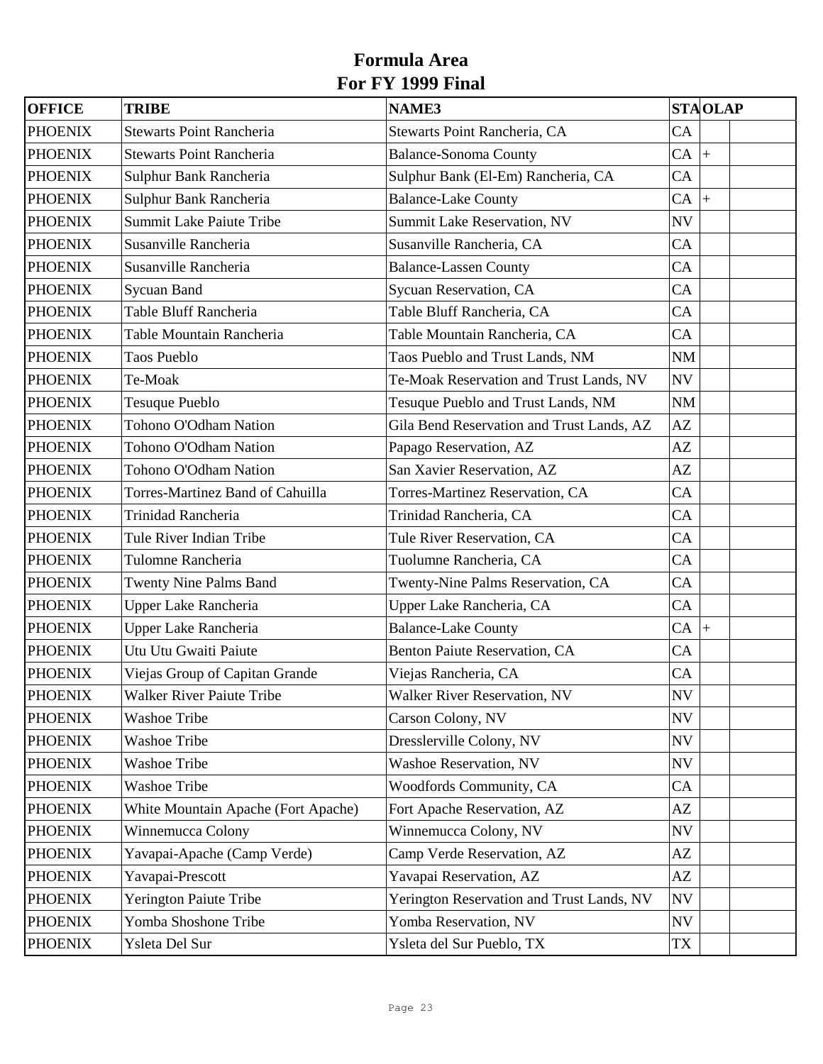# Formula Area
# For FY 1999 Final

| OFFICE | TRIBE | NAME3 | STA | OLAP | |
|---|---|---|---|---|---|
| PHOENIX | Stewarts Point Rancheria | Stewarts Point Rancheria, CA | CA | | |
| PHOENIX | Stewarts Point Rancheria | Balance-Sonoma County | CA | + | |
| PHOENIX | Sulphur Bank Rancheria | Sulphur Bank (El-Em) Rancheria, CA | CA | | |
| PHOENIX | Sulphur Bank Rancheria | Balance-Lake County | CA | + | |
| PHOENIX | Summit Lake Paiute Tribe | Summit Lake Reservation, NV | NV | | |
| PHOENIX | Susanville Rancheria | Susanville Rancheria, CA | CA | | |
| PHOENIX | Susanville Rancheria | Balance-Lassen County | CA | | |
| PHOENIX | Sycuan Band | Sycuan Reservation, CA | CA | | |
| PHOENIX | Table Bluff Rancheria | Table Bluff Rancheria, CA | CA | | |
| PHOENIX | Table Mountain Rancheria | Table Mountain Rancheria, CA | CA | | |
| PHOENIX | Taos Pueblo | Taos Pueblo and Trust Lands, NM | NM | | |
| PHOENIX | Te-Moak | Te-Moak Reservation and Trust Lands, NV | NV | | |
| PHOENIX | Tesuque Pueblo | Tesuque Pueblo and Trust Lands, NM | NM | | |
| PHOENIX | Tohono O'Odham Nation | Gila Bend Reservation and Trust Lands, AZ | AZ | | |
| PHOENIX | Tohono O'Odham Nation | Papago Reservation, AZ | AZ | | |
| PHOENIX | Tohono O'Odham Nation | San Xavier Reservation, AZ | AZ | | |
| PHOENIX | Torres-Martinez Band of Cahuilla | Torres-Martinez Reservation, CA | CA | | |
| PHOENIX | Trinidad Rancheria | Trinidad Rancheria, CA | CA | | |
| PHOENIX | Tule River Indian Tribe | Tule River Reservation, CA | CA | | |
| PHOENIX | Tulomne Rancheria | Tuolumne Rancheria, CA | CA | | |
| PHOENIX | Twenty Nine Palms Band | Twenty-Nine Palms Reservation, CA | CA | | |
| PHOENIX | Upper Lake Rancheria | Upper Lake Rancheria, CA | CA | | |
| PHOENIX | Upper Lake Rancheria | Balance-Lake County | CA | + | |
| PHOENIX | Utu Utu Gwaiti Paiute | Benton Paiute Reservation, CA | CA | | |
| PHOENIX | Viejas Group of Capitan Grande | Viejas Rancheria, CA | CA | | |
| PHOENIX | Walker River Paiute Tribe | Walker River Reservation, NV | NV | | |
| PHOENIX | Washoe Tribe | Carson Colony, NV | NV | | |
| PHOENIX | Washoe Tribe | Dresslerville Colony, NV | NV | | |
| PHOENIX | Washoe Tribe | Washoe Reservation, NV | NV | | |
| PHOENIX | Washoe Tribe | Woodfords Community, CA | CA | | |
| PHOENIX | White Mountain Apache (Fort Apache) | Fort Apache Reservation, AZ | AZ | | |
| PHOENIX | Winnemucca Colony | Winnemucca Colony, NV | NV | | |
| PHOENIX | Yavapai-Apache (Camp Verde) | Camp Verde Reservation, AZ | AZ | | |
| PHOENIX | Yavapai-Prescott | Yavapai Reservation, AZ | AZ | | |
| PHOENIX | Yerington Paiute Tribe | Yerington Reservation and Trust Lands, NV | NV | | |
| PHOENIX | Yomba Shoshone Tribe | Yomba Reservation, NV | NV | | |
| PHOENIX | Ysleta Del Sur | Ysleta del Sur Pueblo, TX | TX | | |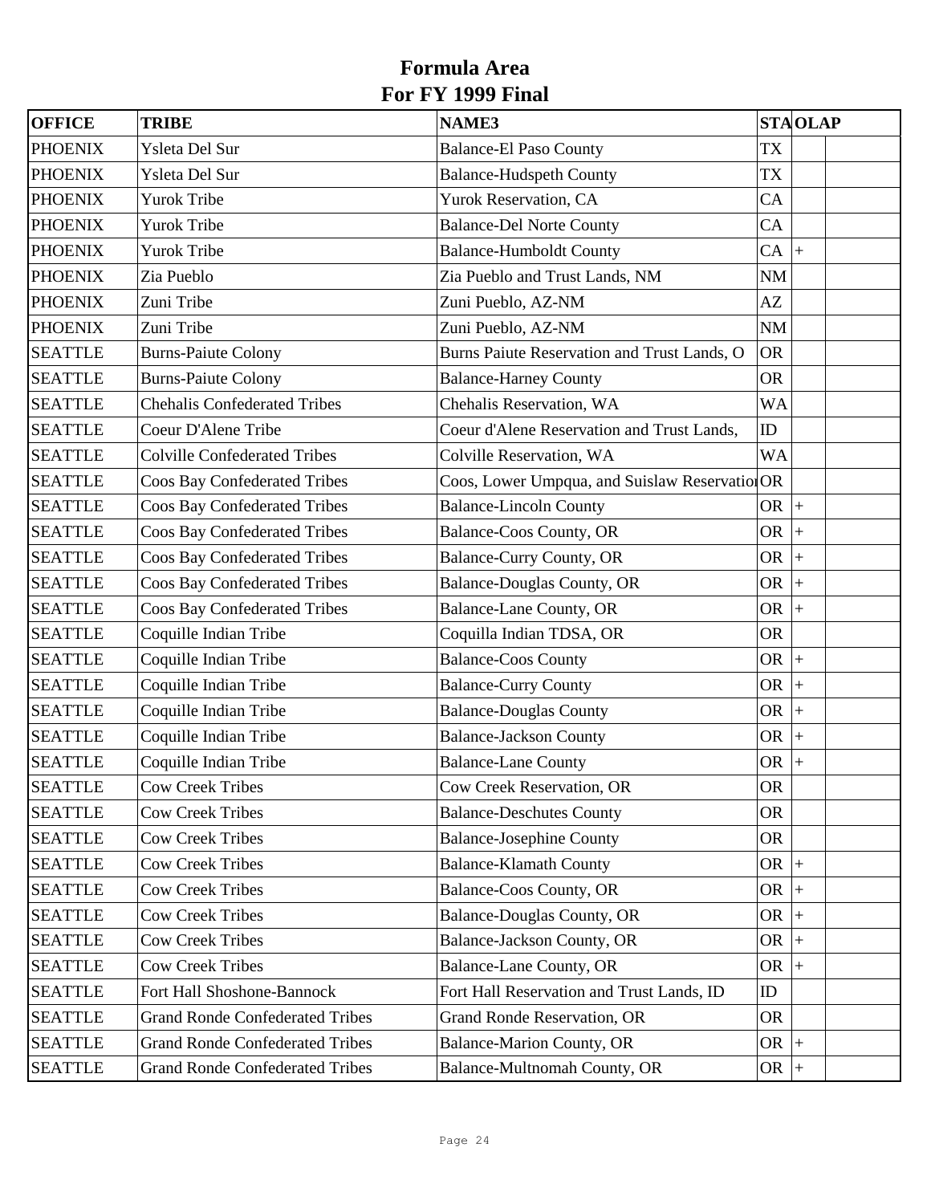# Formula Area
# For FY 1999 Final

| OFFICE | TRIBE | NAME3 | STA | OLAP | |
|---|---|---|---|---|---|
| PHOENIX | Ysleta Del Sur | Balance-El Paso County | TX | | |
| PHOENIX | Ysleta Del Sur | Balance-Hudspeth County | TX | | |
| PHOENIX | Yurok Tribe | Yurok Reservation, CA | CA | | |
| PHOENIX | Yurok Tribe | Balance-Del Norte County | CA | | |
| PHOENIX | Yurok Tribe | Balance-Humboldt County | CA | + | |
| PHOENIX | Zia Pueblo | Zia Pueblo and Trust Lands, NM | NM | | |
| PHOENIX | Zuni Tribe | Zuni Pueblo, AZ-NM | AZ | | |
| PHOENIX | Zuni Tribe | Zuni Pueblo, AZ-NM | NM | | |
| SEATTLE | Burns-Paiute Colony | Burns Paiute Reservation and Trust Lands, O | OR | | |
| SEATTLE | Burns-Paiute Colony | Balance-Harney County | OR | | |
| SEATTLE | Chehalis Confederated Tribes | Chehalis Reservation, WA | WA | | |
| SEATTLE | Coeur D'Alene Tribe | Coeur d'Alene Reservation and Trust Lands, | ID | | |
| SEATTLE | Colville Confederated Tribes | Colville Reservation, WA | WA | | |
| SEATTLE | Coos Bay Confederated Tribes | Coos, Lower Umpqua, and Suislaw Reservatio | OR | | |
| SEATTLE | Coos Bay Confederated Tribes | Balance-Lincoln County | OR | + | |
| SEATTLE | Coos Bay Confederated Tribes | Balance-Coos County, OR | OR | + | |
| SEATTLE | Coos Bay Confederated Tribes | Balance-Curry County, OR | OR | + | |
| SEATTLE | Coos Bay Confederated Tribes | Balance-Douglas County, OR | OR | + | |
| SEATTLE | Coos Bay Confederated Tribes | Balance-Lane County, OR | OR | + | |
| SEATTLE | Coquille Indian Tribe | Coquilla Indian TDSA, OR | OR | | |
| SEATTLE | Coquille Indian Tribe | Balance-Coos County | OR | + | |
| SEATTLE | Coquille Indian Tribe | Balance-Curry County | OR | + | |
| SEATTLE | Coquille Indian Tribe | Balance-Douglas County | OR | + | |
| SEATTLE | Coquille Indian Tribe | Balance-Jackson County | OR | + | |
| SEATTLE | Coquille Indian Tribe | Balance-Lane County | OR | + | |
| SEATTLE | Cow Creek Tribes | Cow Creek Reservation, OR | OR | | |
| SEATTLE | Cow Creek Tribes | Balance-Deschutes County | OR | | |
| SEATTLE | Cow Creek Tribes | Balance-Josephine County | OR | | |
| SEATTLE | Cow Creek Tribes | Balance-Klamath County | OR | + | |
| SEATTLE | Cow Creek Tribes | Balance-Coos County, OR | OR | + | |
| SEATTLE | Cow Creek Tribes | Balance-Douglas County, OR | OR | + | |
| SEATTLE | Cow Creek Tribes | Balance-Jackson County, OR | OR | + | |
| SEATTLE | Cow Creek Tribes | Balance-Lane County, OR | OR | + | |
| SEATTLE | Fort Hall Shoshone-Bannock | Fort Hall Reservation and Trust Lands, ID | ID | | |
| SEATTLE | Grand Ronde Confederated Tribes | Grand Ronde Reservation, OR | OR | | |
| SEATTLE | Grand Ronde Confederated Tribes | Balance-Marion County, OR | OR | + | |
| SEATTLE | Grand Ronde Confederated Tribes | Balance-Multnomah County, OR | OR | + | |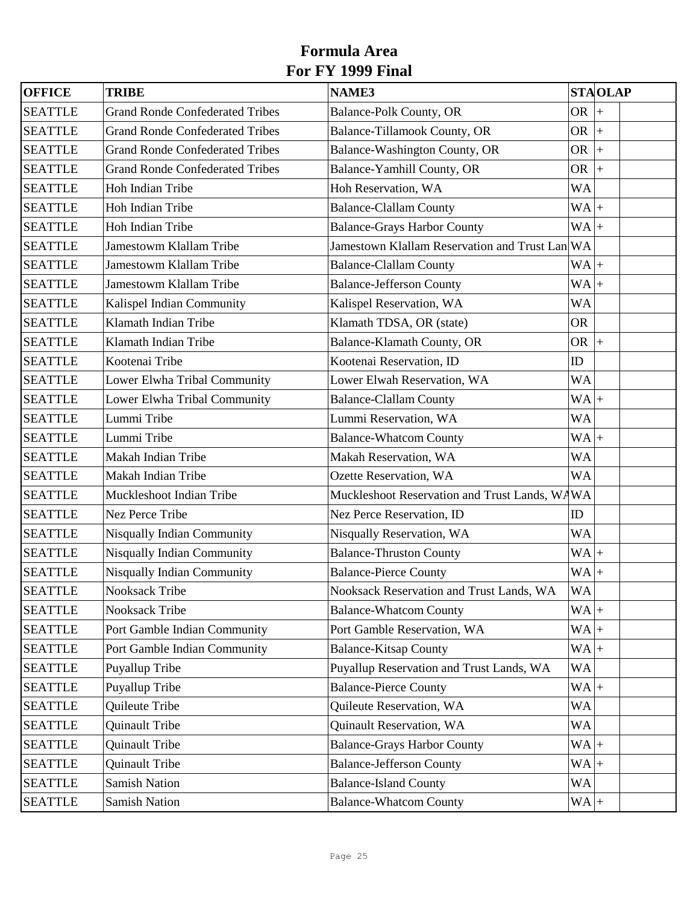# Formula Area
# For FY 1999 Final

| OFFICE | TRIBE | NAME3 | STA | OLAP | |
|---|---|---|---|---|---|
| SEATTLE | Grand Ronde Confederated Tribes | Balance-Polk County, OR | OR | + | |
| SEATTLE | Grand Ronde Confederated Tribes | Balance-Tillamook County, OR | OR | + | |
| SEATTLE | Grand Ronde Confederated Tribes | Balance-Washington County, OR | OR | + | |
| SEATTLE | Grand Ronde Confederated Tribes | Balance-Yamhill County, OR | OR | + | |
| SEATTLE | Hoh Indian Tribe | Hoh Reservation, WA | WA | | |
| SEATTLE | Hoh Indian Tribe | Balance-Clallam County | WA | + | |
| SEATTLE | Hoh Indian Tribe | Balance-Grays Harbor County | WA | + | |
| SEATTLE | Jamestowm Klallam Tribe | Jamestown Klallam Reservation and Trust Lan | WA | | |
| SEATTLE | Jamestowm Klallam Tribe | Balance-Clallam County | WA | + | |
| SEATTLE | Jamestowm Klallam Tribe | Balance-Jefferson County | WA | + | |
| SEATTLE | Kalispel Indian Community | Kalispel Reservation, WA | WA | | |
| SEATTLE | Klamath Indian Tribe | Klamath TDSA, OR (state) | OR | | |
| SEATTLE | Klamath Indian Tribe | Balance-Klamath County, OR | OR | + | |
| SEATTLE | Kootenai Tribe | Kootenai Reservation, ID | ID | | |
| SEATTLE | Lower Elwha Tribal Community | Lower Elwah Reservation, WA | WA | | |
| SEATTLE | Lower Elwha Tribal Community | Balance-Clallam County | WA | + | |
| SEATTLE | Lummi Tribe | Lummi Reservation, WA | WA | | |
| SEATTLE | Lummi Tribe | Balance-Whatcom County | WA | + | |
| SEATTLE | Makah Indian Tribe | Makah Reservation, WA | WA | | |
| SEATTLE | Makah Indian Tribe | Ozette Reservation, WA | WA | | |
| SEATTLE | Muckleshoot Indian Tribe | Muckleshoot Reservation and Trust Lands, WA | WA | | |
| SEATTLE | Nez Perce Tribe | Nez Perce Reservation, ID | ID | | |
| SEATTLE | Nisqually Indian Community | Nisqually Reservation, WA | WA | | |
| SEATTLE | Nisqually Indian Community | Balance-Thruston County | WA | + | |
| SEATTLE | Nisqually Indian Community | Balance-Pierce County | WA | + | |
| SEATTLE | Nooksack Tribe | Nooksack Reservation and Trust Lands, WA | WA | | |
| SEATTLE | Nooksack Tribe | Balance-Whatcom County | WA | + | |
| SEATTLE | Port Gamble Indian Community | Port Gamble Reservation, WA | WA | + | |
| SEATTLE | Port Gamble Indian Community | Balance-Kitsap County | WA | + | |
| SEATTLE | Puyallup Tribe | Puyallup Reservation and Trust Lands, WA | WA | | |
| SEATTLE | Puyallup Tribe | Balance-Pierce County | WA | + | |
| SEATTLE | Quileute Tribe | Quileute Reservation, WA | WA | | |
| SEATTLE | Quinault Tribe | Quinault Reservation, WA | WA | | |
| SEATTLE | Quinault Tribe | Balance-Grays Harbor County | WA | + | |
| SEATTLE | Quinault Tribe | Balance-Jefferson County | WA | + | |
| SEATTLE | Samish Nation | Balance-Island County | WA | | |
| SEATTLE | Samish Nation | Balance-Whatcom County | WA | + | |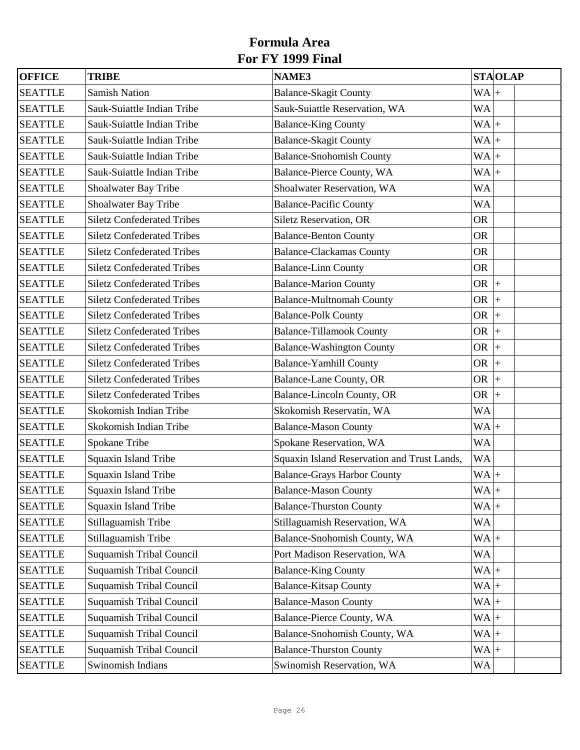# Formula Area
# For FY 1999 Final

| OFFICE | TRIBE | NAME3 | STA | OLAP | |
|---|---|---|---|---|---|
| SEATTLE | Samish Nation | Balance-Skagit County | WA | + | |
| SEATTLE | Sauk-Suiattle Indian Tribe | Sauk-Suiattle Reservation, WA | WA | | |
| SEATTLE | Sauk-Suiattle Indian Tribe | Balance-King County | WA | + | |
| SEATTLE | Sauk-Suiattle Indian Tribe | Balance-Skagit County | WA | + | |
| SEATTLE | Sauk-Suiattle Indian Tribe | Balance-Snohomish County | WA | + | |
| SEATTLE | Sauk-Suiattle Indian Tribe | Balance-Pierce County, WA | WA | + | |
| SEATTLE | Shoalwater Bay Tribe | Shoalwater Reservation, WA | WA | | |
| SEATTLE | Shoalwater Bay Tribe | Balance-Pacific County | WA | | |
| SEATTLE | Siletz Confederated Tribes | Siletz Reservation, OR | OR | | |
| SEATTLE | Siletz Confederated Tribes | Balance-Benton County | OR | | |
| SEATTLE | Siletz Confederated Tribes | Balance-Clackamas County | OR | | |
| SEATTLE | Siletz Confederated Tribes | Balance-Linn County | OR | | |
| SEATTLE | Siletz Confederated Tribes | Balance-Marion County | OR | + | |
| SEATTLE | Siletz Confederated Tribes | Balance-Multnomah County | OR | + | |
| SEATTLE | Siletz Confederated Tribes | Balance-Polk County | OR | + | |
| SEATTLE | Siletz Confederated Tribes | Balance-Tillamook County | OR | + | |
| SEATTLE | Siletz Confederated Tribes | Balance-Washington County | OR | + | |
| SEATTLE | Siletz Confederated Tribes | Balance-Yamhill County | OR | + | |
| SEATTLE | Siletz Confederated Tribes | Balance-Lane County, OR | OR | + | |
| SEATTLE | Siletz Confederated Tribes | Balance-Lincoln County, OR | OR | + | |
| SEATTLE | Skokomish Indian Tribe | Skokomish Reservatin, WA | WA | | |
| SEATTLE | Skokomish Indian Tribe | Balance-Mason County | WA | + | |
| SEATTLE | Spokane Tribe | Spokane Reservation, WA | WA | | |
| SEATTLE | Squaxin Island Tribe | Squaxin Island Reservation and Trust Lands, | WA | | |
| SEATTLE | Squaxin Island Tribe | Balance-Grays Harbor County | WA | + | |
| SEATTLE | Squaxin Island Tribe | Balance-Mason County | WA | + | |
| SEATTLE | Squaxin Island Tribe | Balance-Thurston County | WA | + | |
| SEATTLE | Stillaguamish Tribe | Stillaguamish Reservation, WA | WA | | |
| SEATTLE | Stillaguamish Tribe | Balance-Snohomish County, WA | WA | + | |
| SEATTLE | Suquamish Tribal Council | Port Madison Reservation, WA | WA | | |
| SEATTLE | Suquamish Tribal Council | Balance-King County | WA | + | |
| SEATTLE | Suquamish Tribal Council | Balance-Kitsap County | WA | + | |
| SEATTLE | Suquamish Tribal Council | Balance-Mason County | WA | + | |
| SEATTLE | Suquamish Tribal Council | Balance-Pierce County, WA | WA | + | |
| SEATTLE | Suquamish Tribal Council | Balance-Snohomish County, WA | WA | + | |
| SEATTLE | Suquamish Tribal Council | Balance-Thurston County | WA | + | |
| SEATTLE | Swinomish Indians | Swinomish Reservation, WA | WA | | |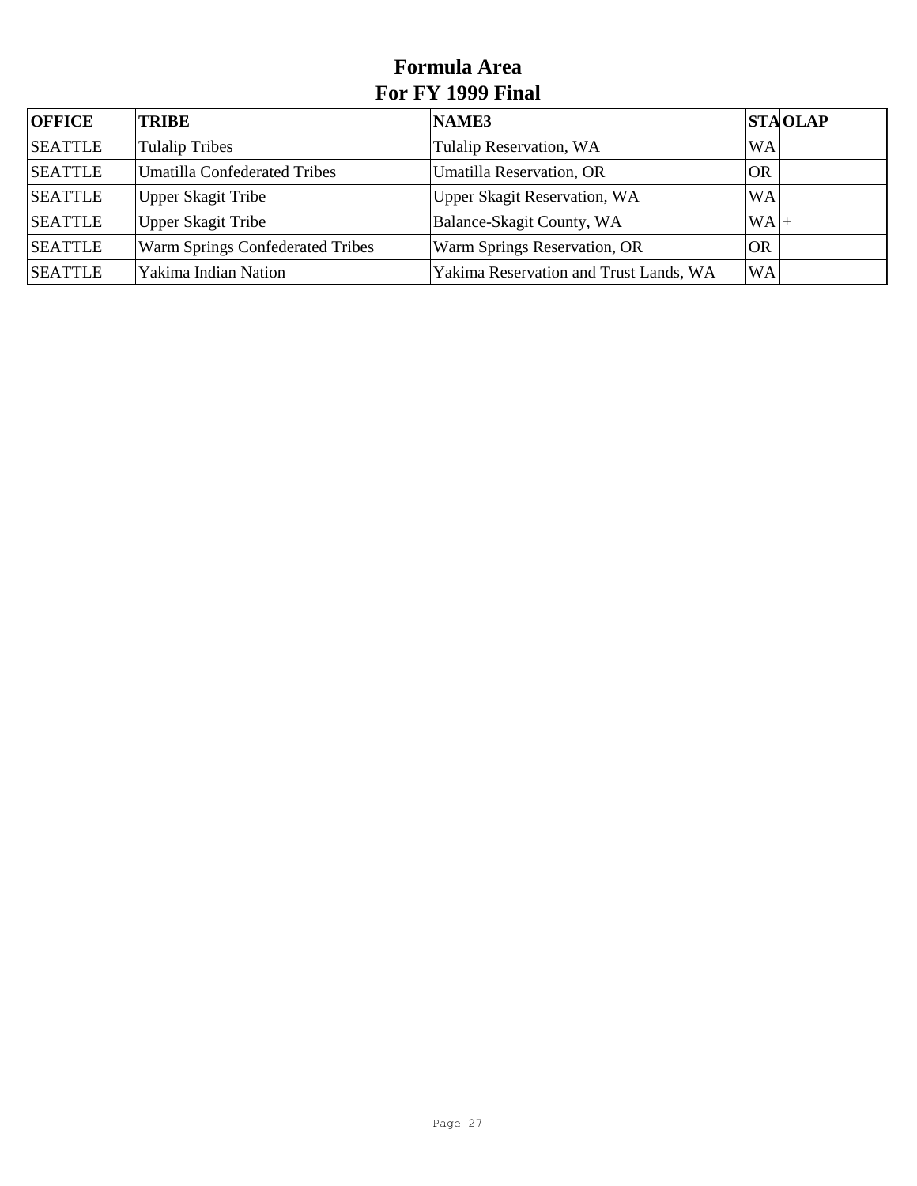# Formula Area
# For FY 1999 Final

| OFFICE | TRIBE | NAME3 | STA | OLAP | |
|---|---|---|---|---|---|
| SEATTLE | Tulalip Tribes | Tulalip Reservation, WA | WA | | |
| SEATTLE | Umatilla Confederated Tribes | Umatilla Reservation, OR | OR | | |
| SEATTLE | Upper Skagit Tribe | Upper Skagit Reservation, WA | WA | | |
| SEATTLE | Upper Skagit Tribe | Balance-Skagit County, WA | WA | + | |
| SEATTLE | Warm Springs Confederated Tribes | Warm Springs Reservation, OR | OR | | |
| SEATTLE | Yakima Indian Nation | Yakima Reservation and Trust Lands, WA | WA | | |